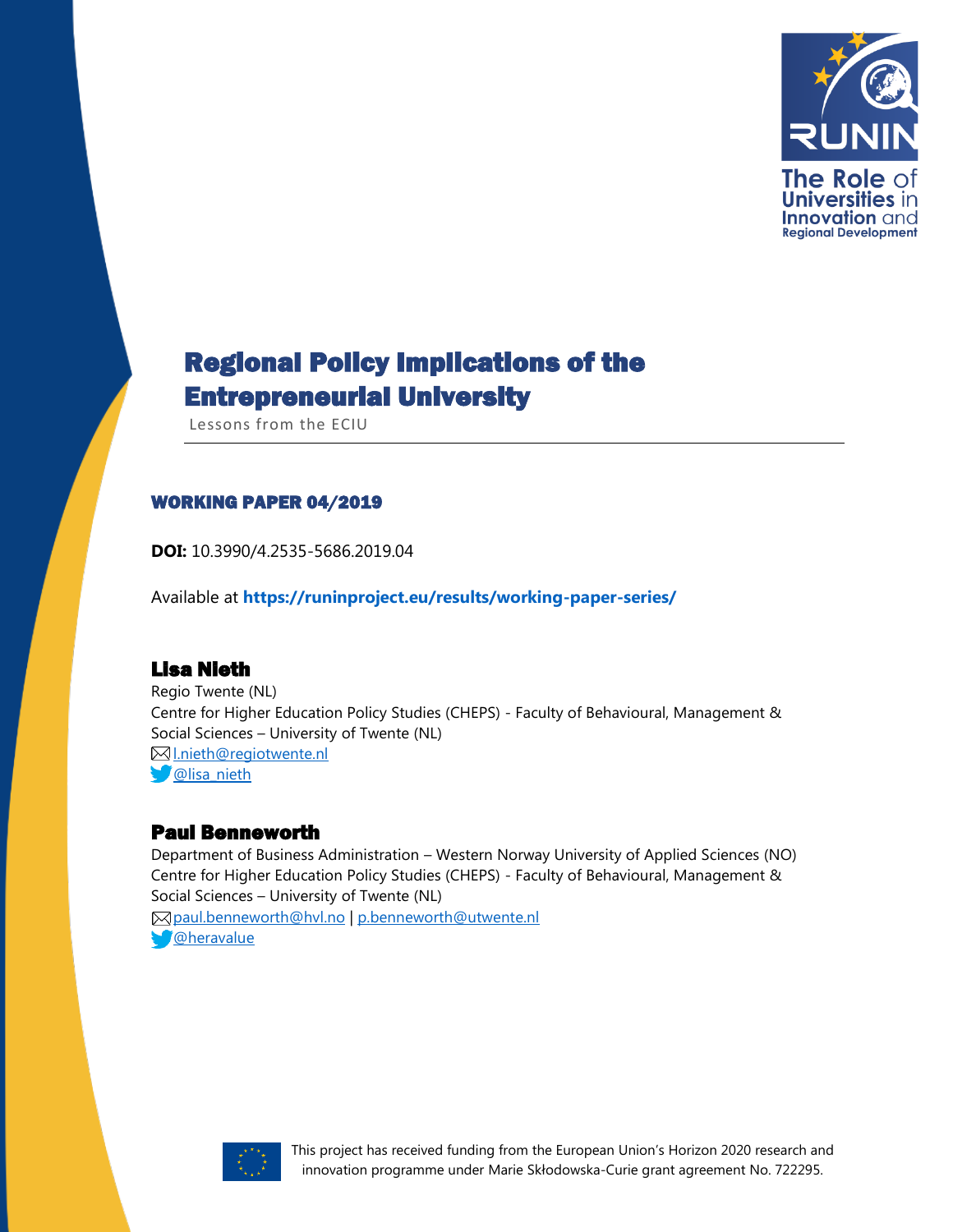# Regional Policy Implications of the Entrepreneurial University

Lessons from the ECIU

**WORKING PAPER 04/2019**

**DOI:** 10.3990/4.2535-5686.2019.04

Available at **https://runinproject.eu/results/working-paper-series/**

## Lisa Nieth

Regio Twente (NL)
Centre for Higher Education Policy Studies (CHEPS) - Faculty of Behavioural, Management & Social Sciences – University of Twente (NL)
l.nieth@regiotwente.nl
@lisa_nieth

## Paul Benneworth

Department of Business Administration – Western Norway University of Applied Sciences (NO)
Centre for Higher Education Policy Studies (CHEPS) - Faculty of Behavioural, Management & Social Sciences – University of Twente (NL)
paul.benneworth@hvl.no | p.benneworth@utwente.nl
@heravalue

This project has received funding from the European Union's Horizon 2020 research and innovation programme under Marie Skłodowska-Curie grant agreement No. 722295.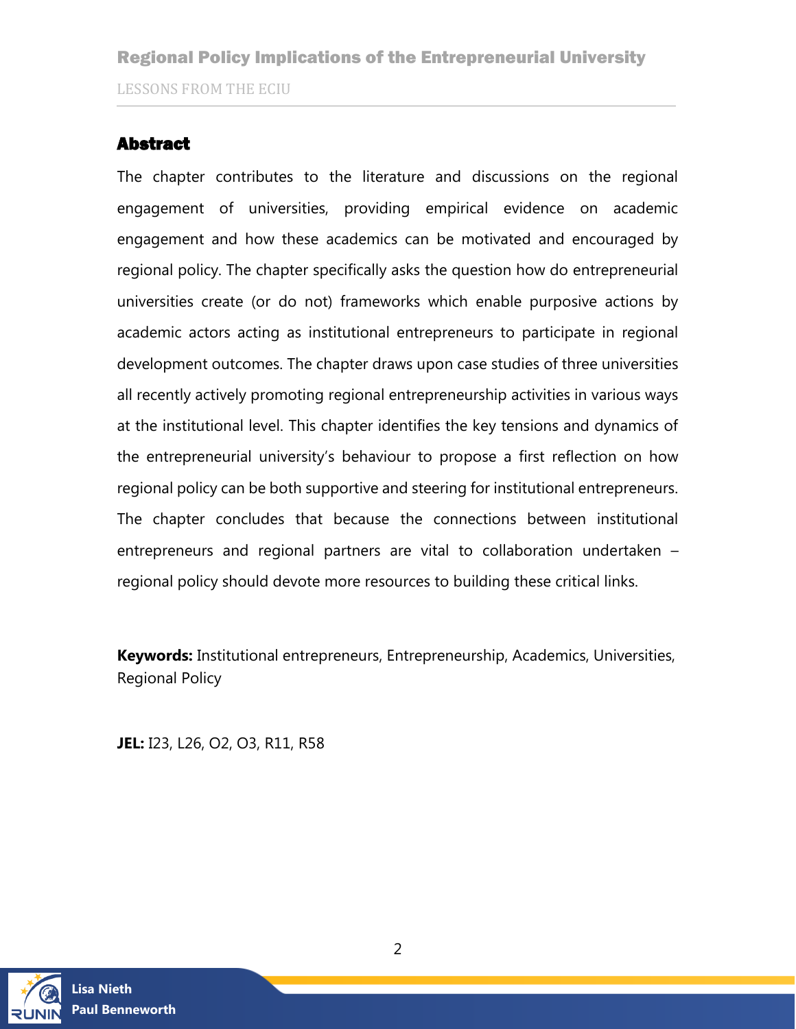## Abstract

The chapter contributes to the literature and discussions on the regional engagement of universities, providing empirical evidence on academic engagement and how these academics can be motivated and encouraged by regional policy. The chapter specifically asks the question how do entrepreneurial universities create (or do not) frameworks which enable purposive actions by academic actors acting as institutional entrepreneurs to participate in regional development outcomes. The chapter draws upon case studies of three universities all recently actively promoting regional entrepreneurship activities in various ways at the institutional level. This chapter identifies the key tensions and dynamics of the entrepreneurial university's behaviour to propose a first reflection on how regional policy can be both supportive and steering for institutional entrepreneurs. The chapter concludes that because the connections between institutional entrepreneurs and regional partners are vital to collaboration undertaken – regional policy should devote more resources to building these critical links.

**Keywords:** Institutional entrepreneurs, Entrepreneurship, Academics, Universities, Regional Policy

**JEL:** I23, L26, O2, O3, R11, R58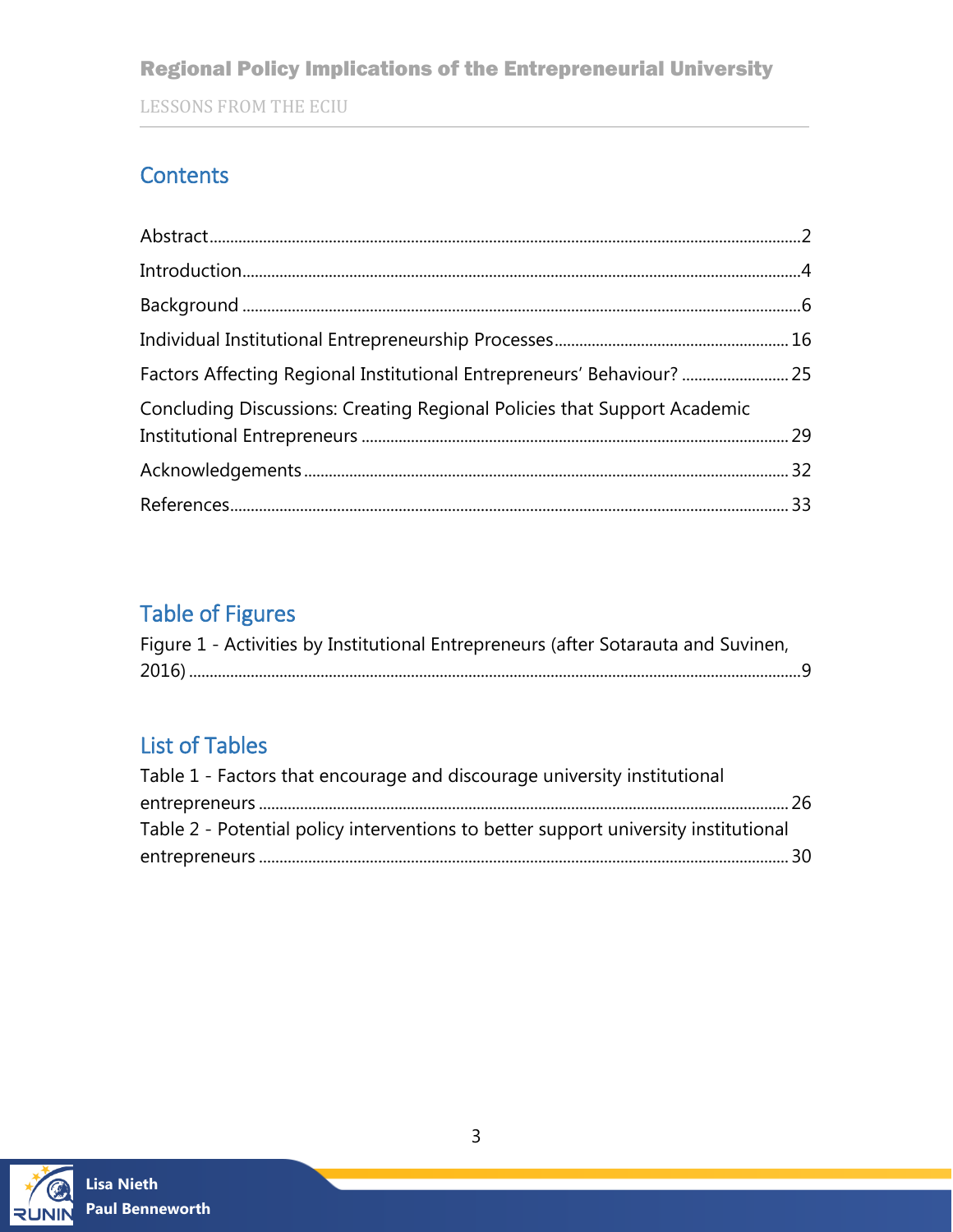## Contents

Abstract.........2

Introduction.........4

Background.........6

Individual Institutional Entrepreneurship Processes.........16

Factors Affecting Regional Institutional Entrepreneurs' Behaviour?.........25

Concluding Discussions: Creating Regional Policies that Support Academic Institutional Entrepreneurs.........29

Acknowledgements.........32

References.........33

## Table of Figures

Figure 1 - Activities by Institutional Entrepreneurs (after Sotarauta and Suvinen, 2016).........9

## List of Tables

Table 1 - Factors that encourage and discourage university institutional entrepreneurs.........26

Table 2 - Potential policy interventions to better support university institutional entrepreneurs.........30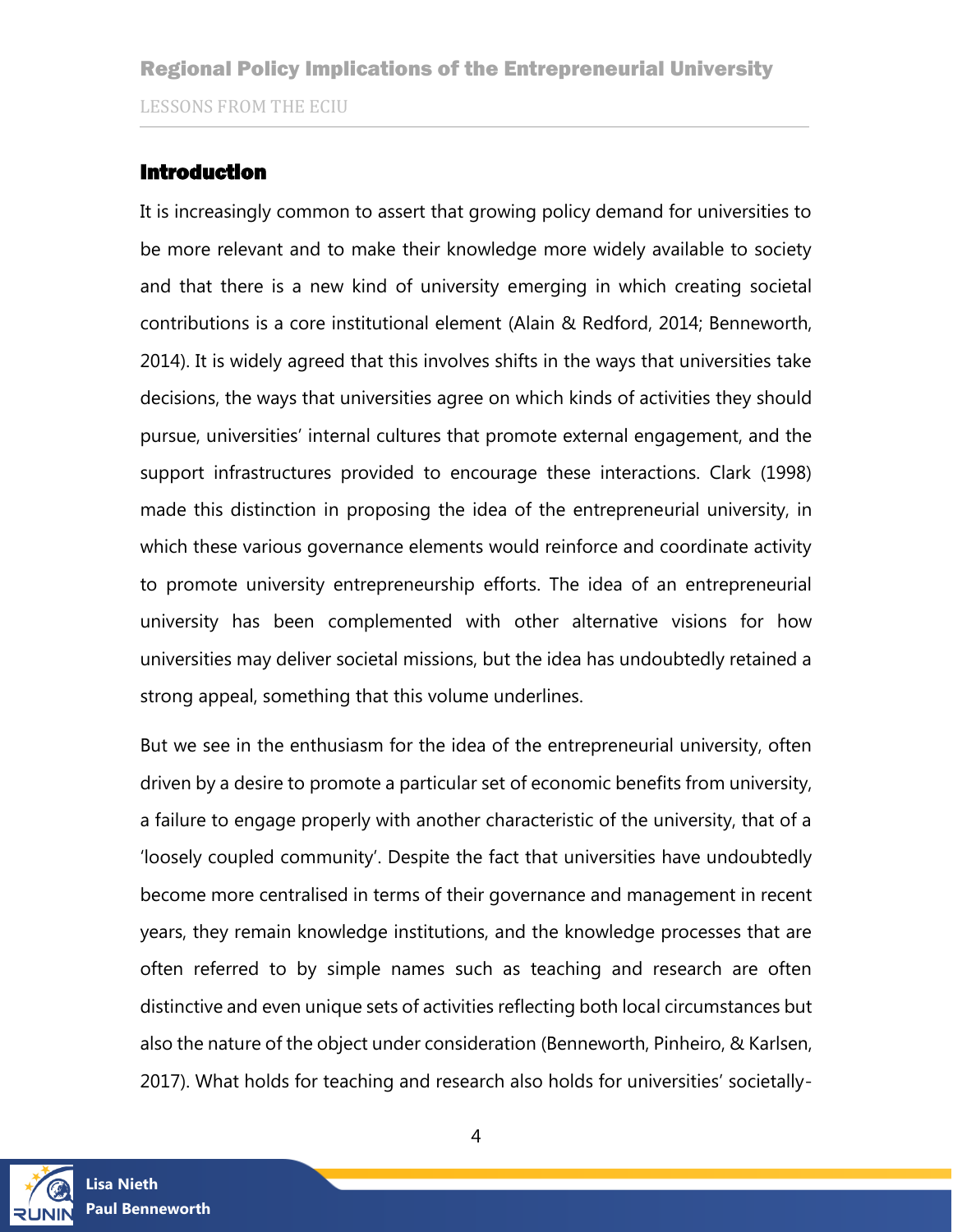## Introduction

It is increasingly common to assert that growing policy demand for universities to be more relevant and to make their knowledge more widely available to society and that there is a new kind of university emerging in which creating societal contributions is a core institutional element (Alain & Redford, 2014; Benneworth, 2014). It is widely agreed that this involves shifts in the ways that universities take decisions, the ways that universities agree on which kinds of activities they should pursue, universities' internal cultures that promote external engagement, and the support infrastructures provided to encourage these interactions. Clark (1998) made this distinction in proposing the idea of the entrepreneurial university, in which these various governance elements would reinforce and coordinate activity to promote university entrepreneurship efforts. The idea of an entrepreneurial university has been complemented with other alternative visions for how universities may deliver societal missions, but the idea has undoubtedly retained a strong appeal, something that this volume underlines.

But we see in the enthusiasm for the idea of the entrepreneurial university, often driven by a desire to promote a particular set of economic benefits from university, a failure to engage properly with another characteristic of the university, that of a 'loosely coupled community'. Despite the fact that universities have undoubtedly become more centralised in terms of their governance and management in recent years, they remain knowledge institutions, and the knowledge processes that are often referred to by simple names such as teaching and research are often distinctive and even unique sets of activities reflecting both local circumstances but also the nature of the object under consideration (Benneworth, Pinheiro, & Karlsen, 2017). What holds for teaching and research also holds for universities' societally-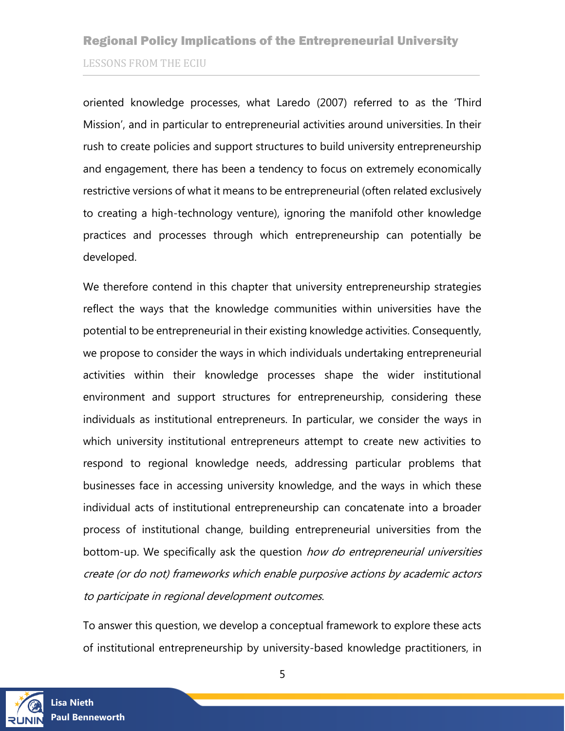oriented knowledge processes, what Laredo (2007) referred to as the 'Third Mission', and in particular to entrepreneurial activities around universities. In their rush to create policies and support structures to build university entrepreneurship and engagement, there has been a tendency to focus on extremely economically restrictive versions of what it means to be entrepreneurial (often related exclusively to creating a high-technology venture), ignoring the manifold other knowledge practices and processes through which entrepreneurship can potentially be developed.

We therefore contend in this chapter that university entrepreneurship strategies reflect the ways that the knowledge communities within universities have the potential to be entrepreneurial in their existing knowledge activities. Consequently, we propose to consider the ways in which individuals undertaking entrepreneurial activities within their knowledge processes shape the wider institutional environment and support structures for entrepreneurship, considering these individuals as institutional entrepreneurs. In particular, we consider the ways in which university institutional entrepreneurs attempt to create new activities to respond to regional knowledge needs, addressing particular problems that businesses face in accessing university knowledge, and the ways in which these individual acts of institutional entrepreneurship can concatenate into a broader process of institutional change, building entrepreneurial universities from the bottom-up. We specifically ask the question *how do entrepreneurial universities create (or do not) frameworks which enable purposive actions by academic actors to participate in regional development outcomes*.

To answer this question, we develop a conceptual framework to explore these acts of institutional entrepreneurship by university-based knowledge practitioners, in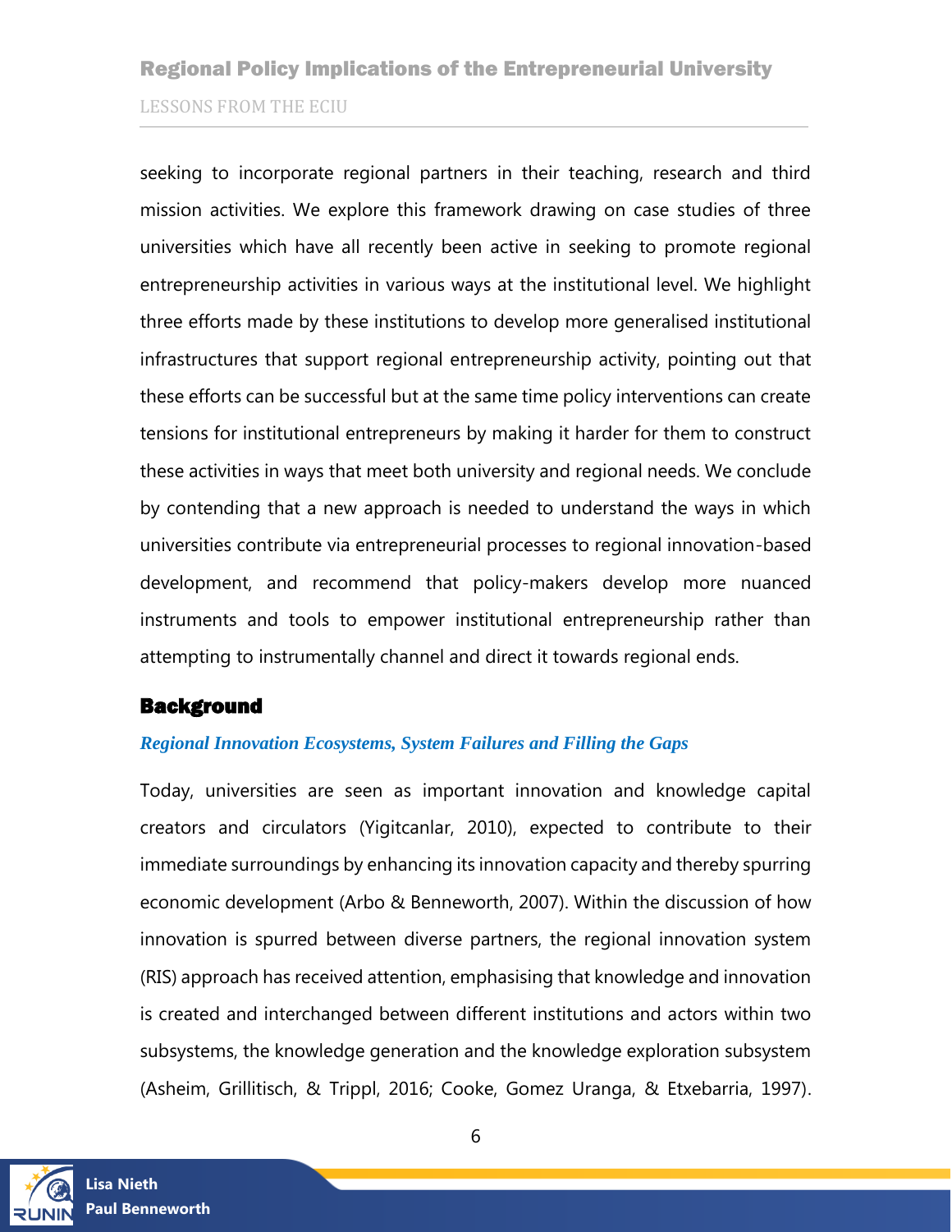seeking to incorporate regional partners in their teaching, research and third mission activities. We explore this framework drawing on case studies of three universities which have all recently been active in seeking to promote regional entrepreneurship activities in various ways at the institutional level. We highlight three efforts made by these institutions to develop more generalised institutional infrastructures that support regional entrepreneurship activity, pointing out that these efforts can be successful but at the same time policy interventions can create tensions for institutional entrepreneurs by making it harder for them to construct these activities in ways that meet both university and regional needs. We conclude by contending that a new approach is needed to understand the ways in which universities contribute via entrepreneurial processes to regional innovation-based development, and recommend that policy-makers develop more nuanced instruments and tools to empower institutional entrepreneurship rather than attempting to instrumentally channel and direct it towards regional ends.

## Background

### *Regional Innovation Ecosystems, System Failures and Filling the Gaps*

Today, universities are seen as important innovation and knowledge capital creators and circulators (Yigitcanlar, 2010), expected to contribute to their immediate surroundings by enhancing its innovation capacity and thereby spurring economic development (Arbo & Benneworth, 2007). Within the discussion of how innovation is spurred between diverse partners, the regional innovation system (RIS) approach has received attention, emphasising that knowledge and innovation is created and interchanged between different institutions and actors within two subsystems, the knowledge generation and the knowledge exploration subsystem (Asheim, Grillitisch, & Trippl, 2016; Cooke, Gomez Uranga, & Etxebarria, 1997).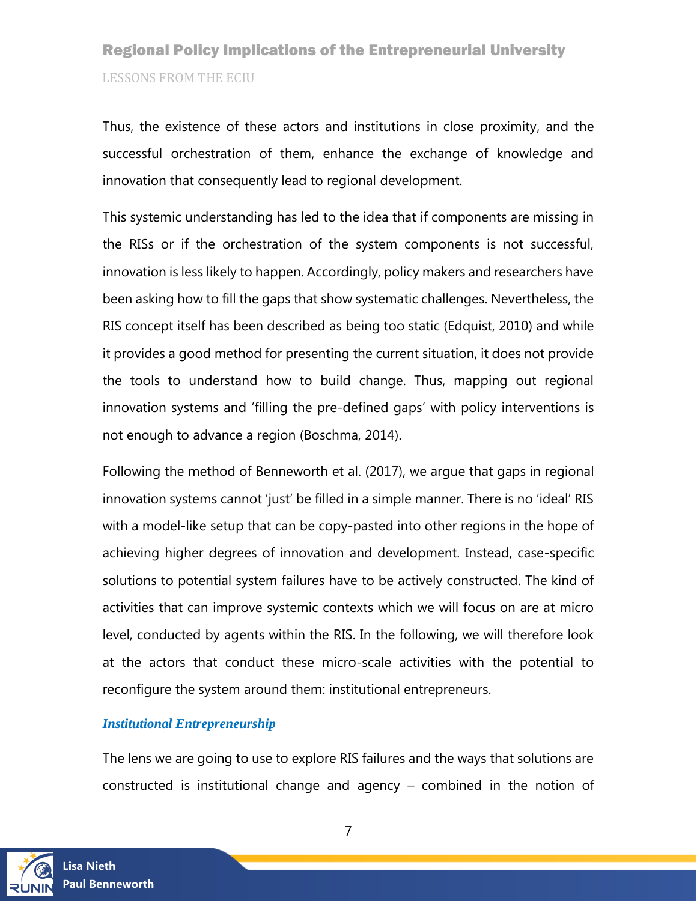Thus, the existence of these actors and institutions in close proximity, and the successful orchestration of them, enhance the exchange of knowledge and innovation that consequently lead to regional development.

This systemic understanding has led to the idea that if components are missing in the RISs or if the orchestration of the system components is not successful, innovation is less likely to happen. Accordingly, policy makers and researchers have been asking how to fill the gaps that show systematic challenges. Nevertheless, the RIS concept itself has been described as being too static (Edquist, 2010) and while it provides a good method for presenting the current situation, it does not provide the tools to understand how to build change. Thus, mapping out regional innovation systems and 'filling the pre-defined gaps' with policy interventions is not enough to advance a region (Boschma, 2014).

Following the method of Benneworth et al. (2017), we argue that gaps in regional innovation systems cannot 'just' be filled in a simple manner. There is no 'ideal' RIS with a model-like setup that can be copy-pasted into other regions in the hope of achieving higher degrees of innovation and development. Instead, case-specific solutions to potential system failures have to be actively constructed. The kind of activities that can improve systemic contexts which we will focus on are at micro level, conducted by agents within the RIS. In the following, we will therefore look at the actors that conduct these micro-scale activities with the potential to reconfigure the system around them: institutional entrepreneurs.

### *Institutional Entrepreneurship*

The lens we are going to use to explore RIS failures and the ways that solutions are constructed is institutional change and agency – combined in the notion of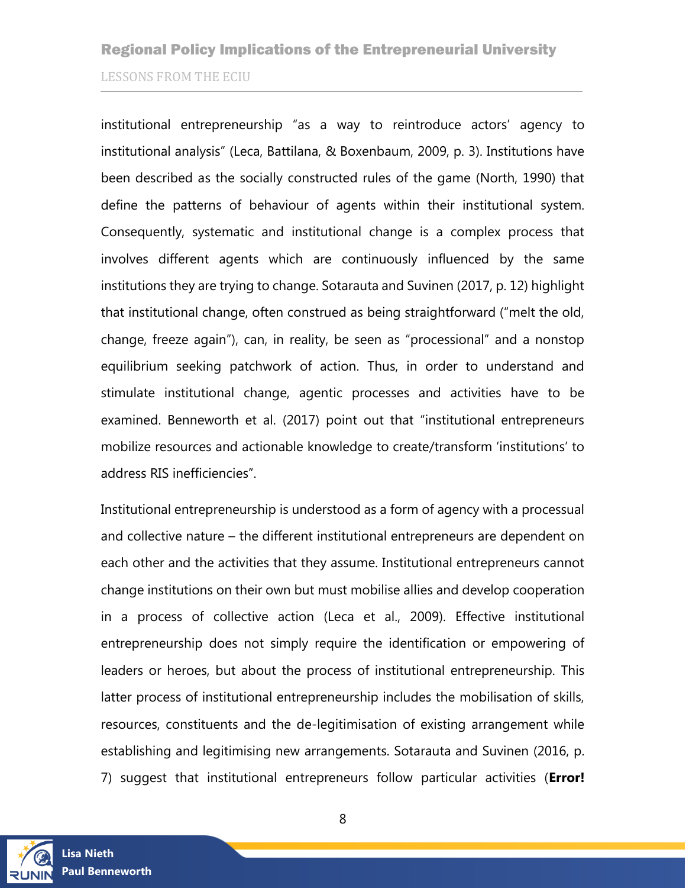institutional entrepreneurship "as a way to reintroduce actors' agency to institutional analysis" (Leca, Battilana, & Boxenbaum, 2009, p. 3). Institutions have been described as the socially constructed rules of the game (North, 1990) that define the patterns of behaviour of agents within their institutional system. Consequently, systematic and institutional change is a complex process that involves different agents which are continuously influenced by the same institutions they are trying to change. Sotarauta and Suvinen (2017, p. 12) highlight that institutional change, often construed as being straightforward ("melt the old, change, freeze again"), can, in reality, be seen as "processional" and a nonstop equilibrium seeking patchwork of action. Thus, in order to understand and stimulate institutional change, agentic processes and activities have to be examined. Benneworth et al. (2017) point out that "institutional entrepreneurs mobilize resources and actionable knowledge to create/transform 'institutions' to address RIS inefficiencies".

Institutional entrepreneurship is understood as a form of agency with a processual and collective nature – the different institutional entrepreneurs are dependent on each other and the activities that they assume. Institutional entrepreneurs cannot change institutions on their own but must mobilise allies and develop cooperation in a process of collective action (Leca et al., 2009). Effective institutional entrepreneurship does not simply require the identification or empowering of leaders or heroes, but about the process of institutional entrepreneurship. This latter process of institutional entrepreneurship includes the mobilisation of skills, resources, constituents and the de-legitimisation of existing arrangement while establishing and legitimising new arrangements. Sotarauta and Suvinen (2016, p. 7) suggest that institutional entrepreneurs follow particular activities (**Error!**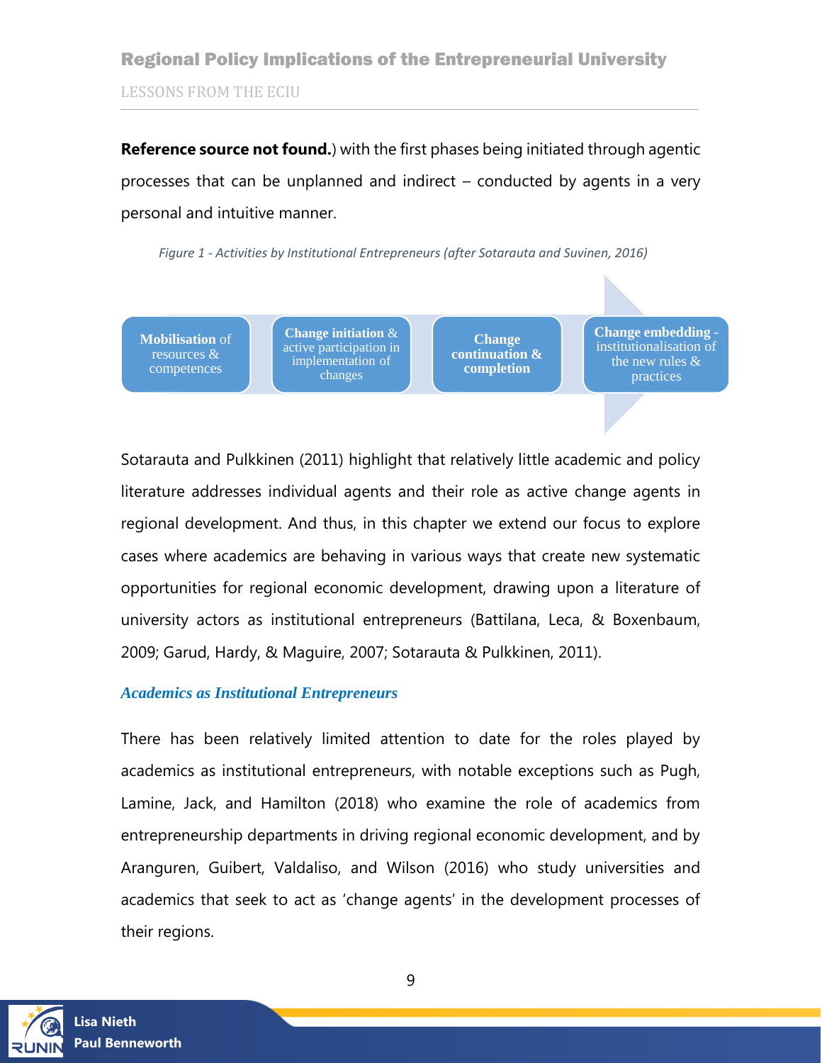**Reference source not found.**) with the first phases being initiated through agentic processes that can be unplanned and indirect – conducted by agents in a very personal and intuitive manner.

*Figure 1 - Activities by Institutional Entrepreneurs (after Sotarauta and Suvinen, 2016)*

**Mobilisation** of resources & competences → **Change initiation** & active participation in implementation of changes → **Change continuation & completion** → **Change embedding** - institutionalisation of the new rules & practices

Sotarauta and Pulkkinen (2011) highlight that relatively little academic and policy literature addresses individual agents and their role as active change agents in regional development. And thus, in this chapter we extend our focus to explore cases where academics are behaving in various ways that create new systematic opportunities for regional economic development, drawing upon a literature of university actors as institutional entrepreneurs (Battilana, Leca, & Boxenbaum, 2009; Garud, Hardy, & Maguire, 2007; Sotarauta & Pulkkinen, 2011).

### *Academics as Institutional Entrepreneurs*

There has been relatively limited attention to date for the roles played by academics as institutional entrepreneurs, with notable exceptions such as Pugh, Lamine, Jack, and Hamilton (2018) who examine the role of academics from entrepreneurship departments in driving regional economic development, and by Aranguren, Guibert, Valdaliso, and Wilson (2016) who study universities and academics that seek to act as 'change agents' in the development processes of their regions.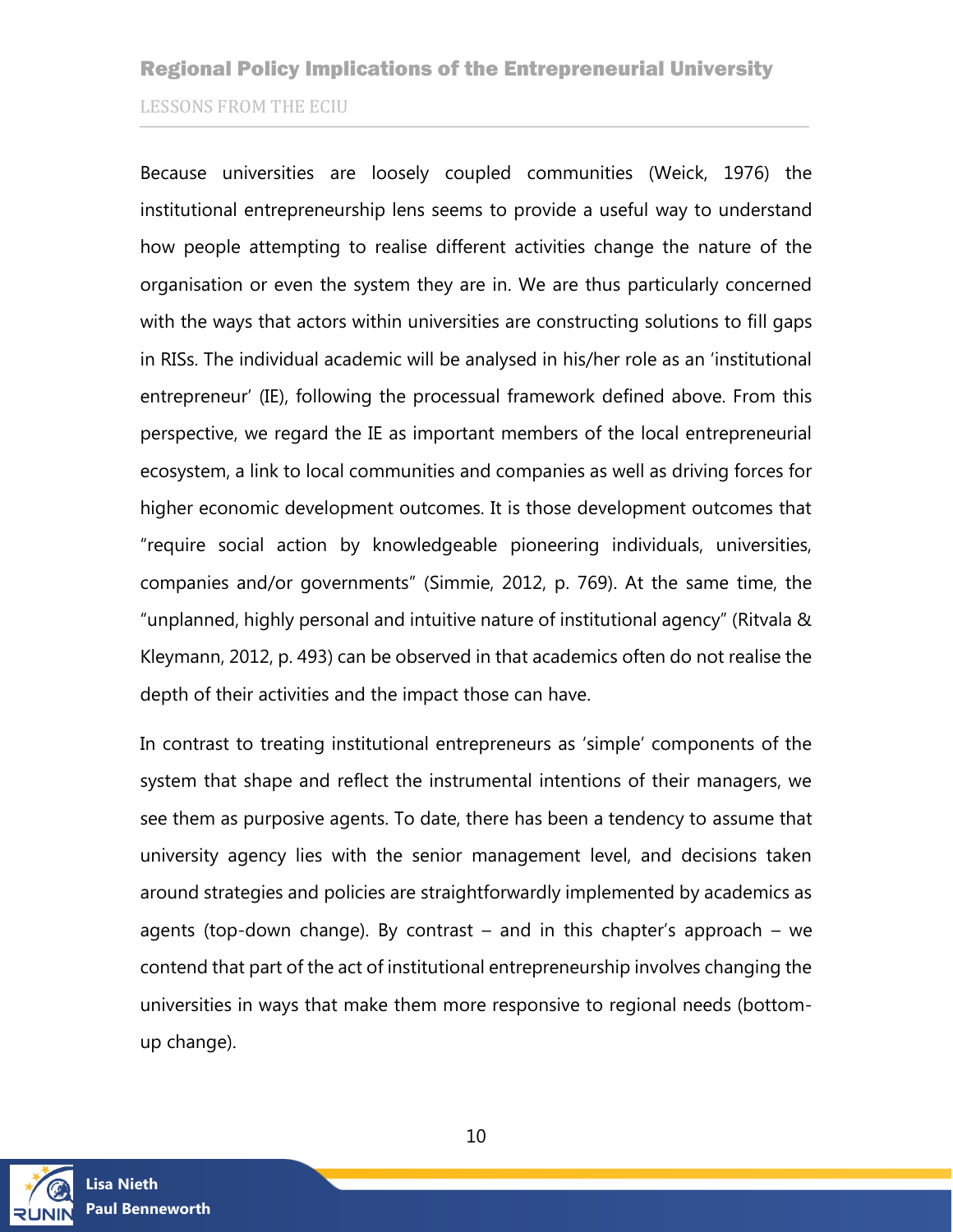Because universities are loosely coupled communities (Weick, 1976) the institutional entrepreneurship lens seems to provide a useful way to understand how people attempting to realise different activities change the nature of the organisation or even the system they are in. We are thus particularly concerned with the ways that actors within universities are constructing solutions to fill gaps in RISs. The individual academic will be analysed in his/her role as an 'institutional entrepreneur' (IE), following the processual framework defined above. From this perspective, we regard the IE as important members of the local entrepreneurial ecosystem, a link to local communities and companies as well as driving forces for higher economic development outcomes. It is those development outcomes that "require social action by knowledgeable pioneering individuals, universities, companies and/or governments" (Simmie, 2012, p. 769). At the same time, the "unplanned, highly personal and intuitive nature of institutional agency" (Ritvala & Kleymann, 2012, p. 493) can be observed in that academics often do not realise the depth of their activities and the impact those can have.

In contrast to treating institutional entrepreneurs as 'simple' components of the system that shape and reflect the instrumental intentions of their managers, we see them as purposive agents. To date, there has been a tendency to assume that university agency lies with the senior management level, and decisions taken around strategies and policies are straightforwardly implemented by academics as agents (top-down change). By contrast – and in this chapter's approach – we contend that part of the act of institutional entrepreneurship involves changing the universities in ways that make them more responsive to regional needs (bottom-up change).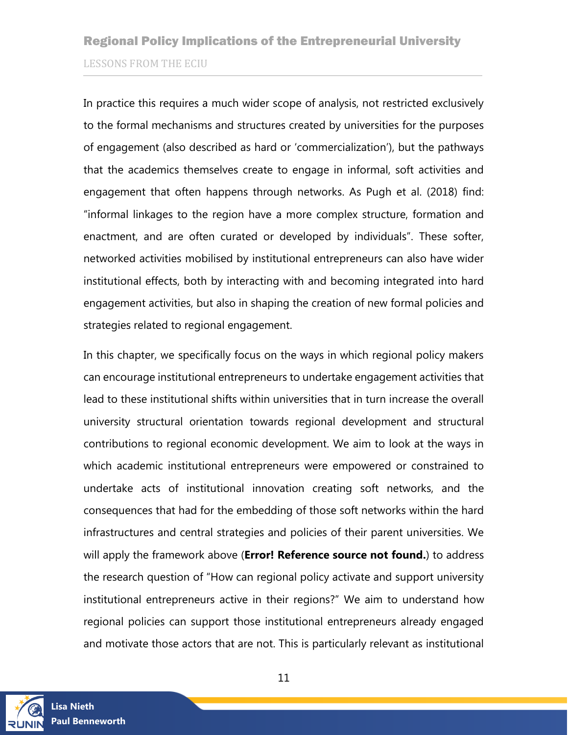In practice this requires a much wider scope of analysis, not restricted exclusively to the formal mechanisms and structures created by universities for the purposes of engagement (also described as hard or 'commercialization'), but the pathways that the academics themselves create to engage in informal, soft activities and engagement that often happens through networks. As Pugh et al. (2018) find: "informal linkages to the region have a more complex structure, formation and enactment, and are often curated or developed by individuals". These softer, networked activities mobilised by institutional entrepreneurs can also have wider institutional effects, both by interacting with and becoming integrated into hard engagement activities, but also in shaping the creation of new formal policies and strategies related to regional engagement.

In this chapter, we specifically focus on the ways in which regional policy makers can encourage institutional entrepreneurs to undertake engagement activities that lead to these institutional shifts within universities that in turn increase the overall university structural orientation towards regional development and structural contributions to regional economic development. We aim to look at the ways in which academic institutional entrepreneurs were empowered or constrained to undertake acts of institutional innovation creating soft networks, and the consequences that had for the embedding of those soft networks within the hard infrastructures and central strategies and policies of their parent universities. We will apply the framework above (**Error! Reference source not found.**) to address the research question of "How can regional policy activate and support university institutional entrepreneurs active in their regions?" We aim to understand how regional policies can support those institutional entrepreneurs already engaged and motivate those actors that are not. This is particularly relevant as institutional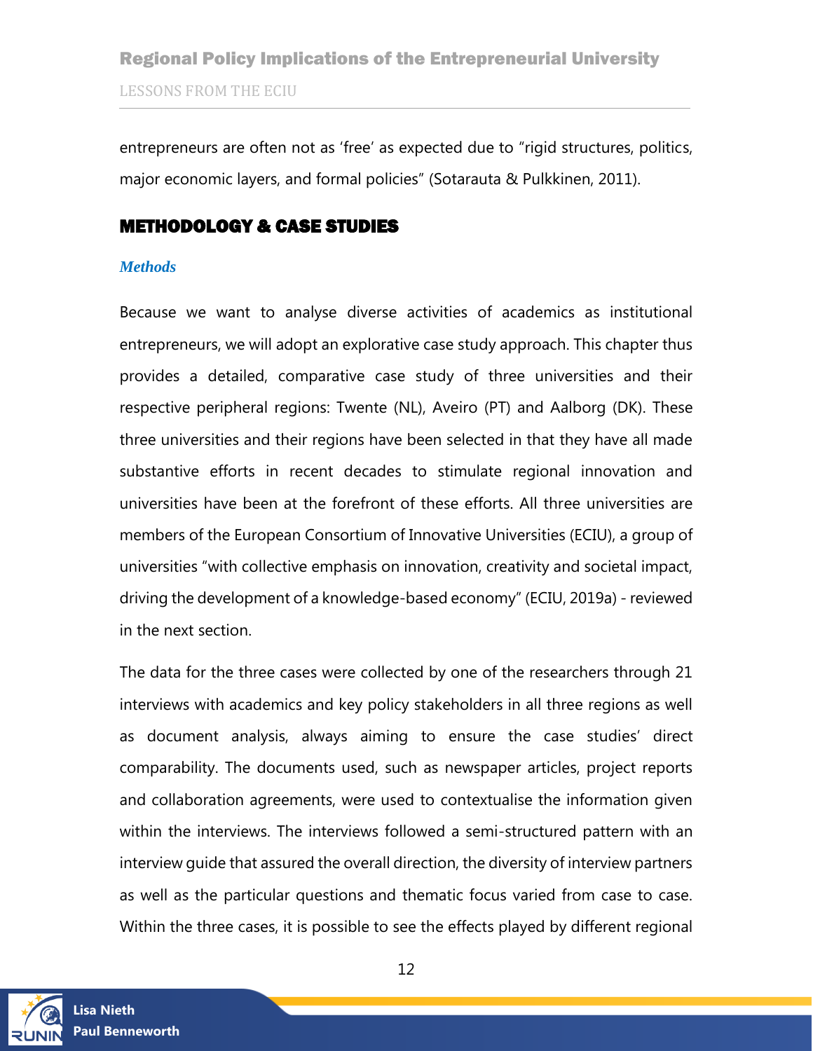entrepreneurs are often not as 'free' as expected due to "rigid structures, politics, major economic layers, and formal policies" (Sotarauta & Pulkkinen, 2011).

## METHODOLOGY & CASE STUDIES

### *Methods*

Because we want to analyse diverse activities of academics as institutional entrepreneurs, we will adopt an explorative case study approach. This chapter thus provides a detailed, comparative case study of three universities and their respective peripheral regions: Twente (NL), Aveiro (PT) and Aalborg (DK). These three universities and their regions have been selected in that they have all made substantive efforts in recent decades to stimulate regional innovation and universities have been at the forefront of these efforts. All three universities are members of the European Consortium of Innovative Universities (ECIU), a group of universities "with collective emphasis on innovation, creativity and societal impact, driving the development of a knowledge-based economy" (ECIU, 2019a) - reviewed in the next section.

The data for the three cases were collected by one of the researchers through 21 interviews with academics and key policy stakeholders in all three regions as well as document analysis, always aiming to ensure the case studies' direct comparability. The documents used, such as newspaper articles, project reports and collaboration agreements, were used to contextualise the information given within the interviews. The interviews followed a semi-structured pattern with an interview guide that assured the overall direction, the diversity of interview partners as well as the particular questions and thematic focus varied from case to case. Within the three cases, it is possible to see the effects played by different regional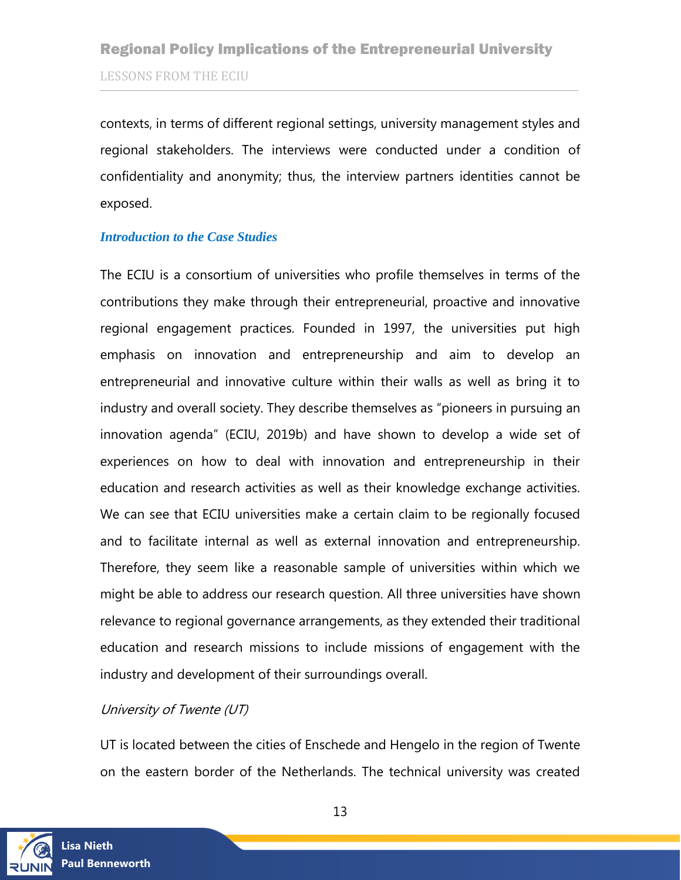contexts, in terms of different regional settings, university management styles and regional stakeholders. The interviews were conducted under a condition of confidentiality and anonymity; thus, the interview partners identities cannot be exposed.

### *Introduction to the Case Studies*

The ECIU is a consortium of universities who profile themselves in terms of the contributions they make through their entrepreneurial, proactive and innovative regional engagement practices. Founded in 1997, the universities put high emphasis on innovation and entrepreneurship and aim to develop an entrepreneurial and innovative culture within their walls as well as bring it to industry and overall society. They describe themselves as "pioneers in pursuing an innovation agenda" (ECIU, 2019b) and have shown to develop a wide set of experiences on how to deal with innovation and entrepreneurship in their education and research activities as well as their knowledge exchange activities. We can see that ECIU universities make a certain claim to be regionally focused and to facilitate internal as well as external innovation and entrepreneurship. Therefore, they seem like a reasonable sample of universities within which we might be able to address our research question. All three universities have shown relevance to regional governance arrangements, as they extended their traditional education and research missions to include missions of engagement with the industry and development of their surroundings overall.

#### *University of Twente (UT)*

UT is located between the cities of Enschede and Hengelo in the region of Twente on the eastern border of the Netherlands. The technical university was created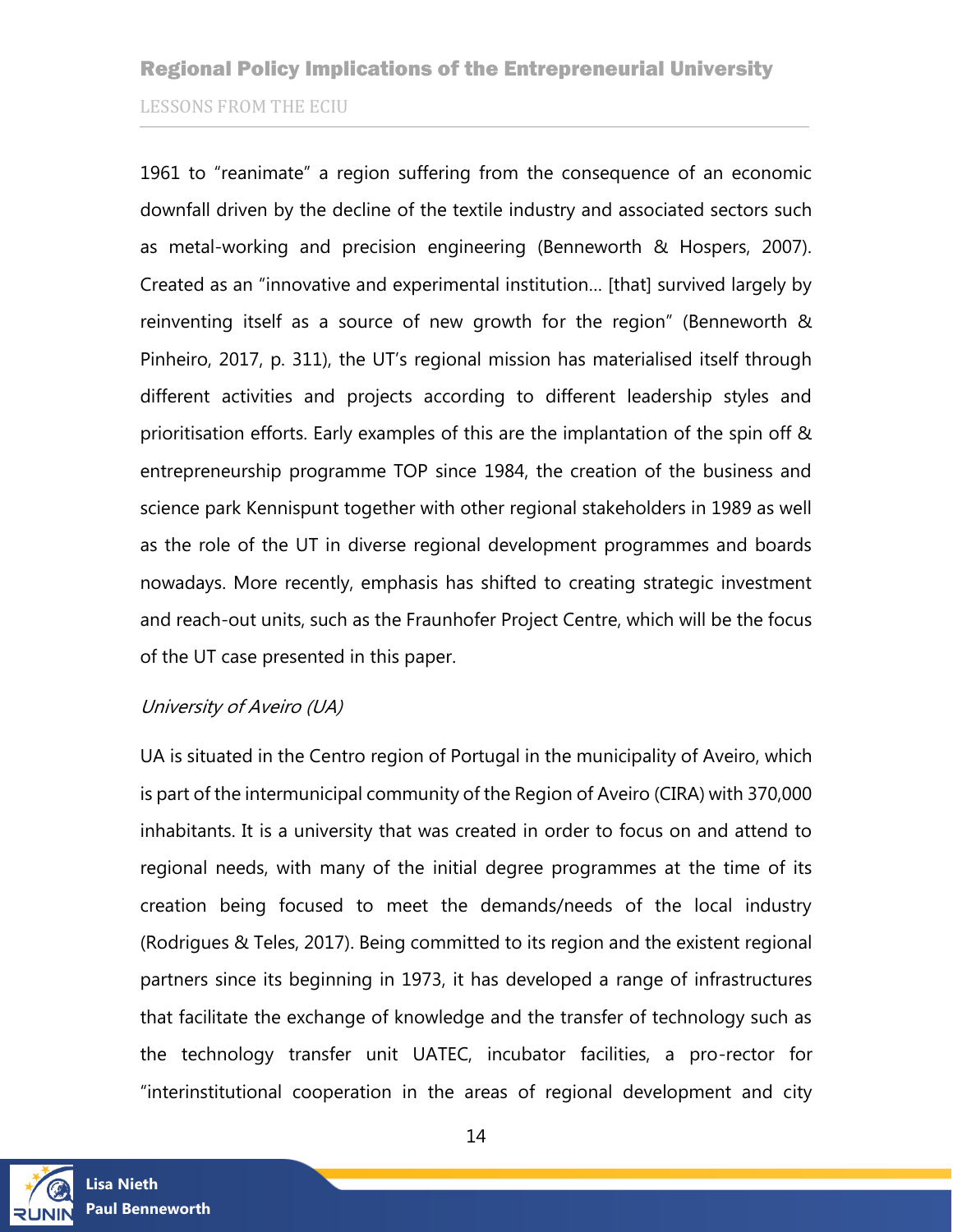1961 to "reanimate" a region suffering from the consequence of an economic downfall driven by the decline of the textile industry and associated sectors such as metal-working and precision engineering (Benneworth & Hospers, 2007). Created as an "innovative and experimental institution... [that] survived largely by reinventing itself as a source of new growth for the region" (Benneworth & Pinheiro, 2017, p. 311), the UT's regional mission has materialised itself through different activities and projects according to different leadership styles and prioritisation efforts. Early examples of this are the implantation of the spin off & entrepreneurship programme TOP since 1984, the creation of the business and science park Kennispunt together with other regional stakeholders in 1989 as well as the role of the UT in diverse regional development programmes and boards nowadays. More recently, emphasis has shifted to creating strategic investment and reach-out units, such as the Fraunhofer Project Centre, which will be the focus of the UT case presented in this paper.

*University of Aveiro (UA)*

UA is situated in the Centro region of Portugal in the municipality of Aveiro, which is part of the intermunicipal community of the Region of Aveiro (CIRA) with 370,000 inhabitants. It is a university that was created in order to focus on and attend to regional needs, with many of the initial degree programmes at the time of its creation being focused to meet the demands/needs of the local industry (Rodrigues & Teles, 2017). Being committed to its region and the existent regional partners since its beginning in 1973, it has developed a range of infrastructures that facilitate the exchange of knowledge and the transfer of technology such as the technology transfer unit UATEC, incubator facilities, a pro-rector for "interinstitutional cooperation in the areas of regional development and city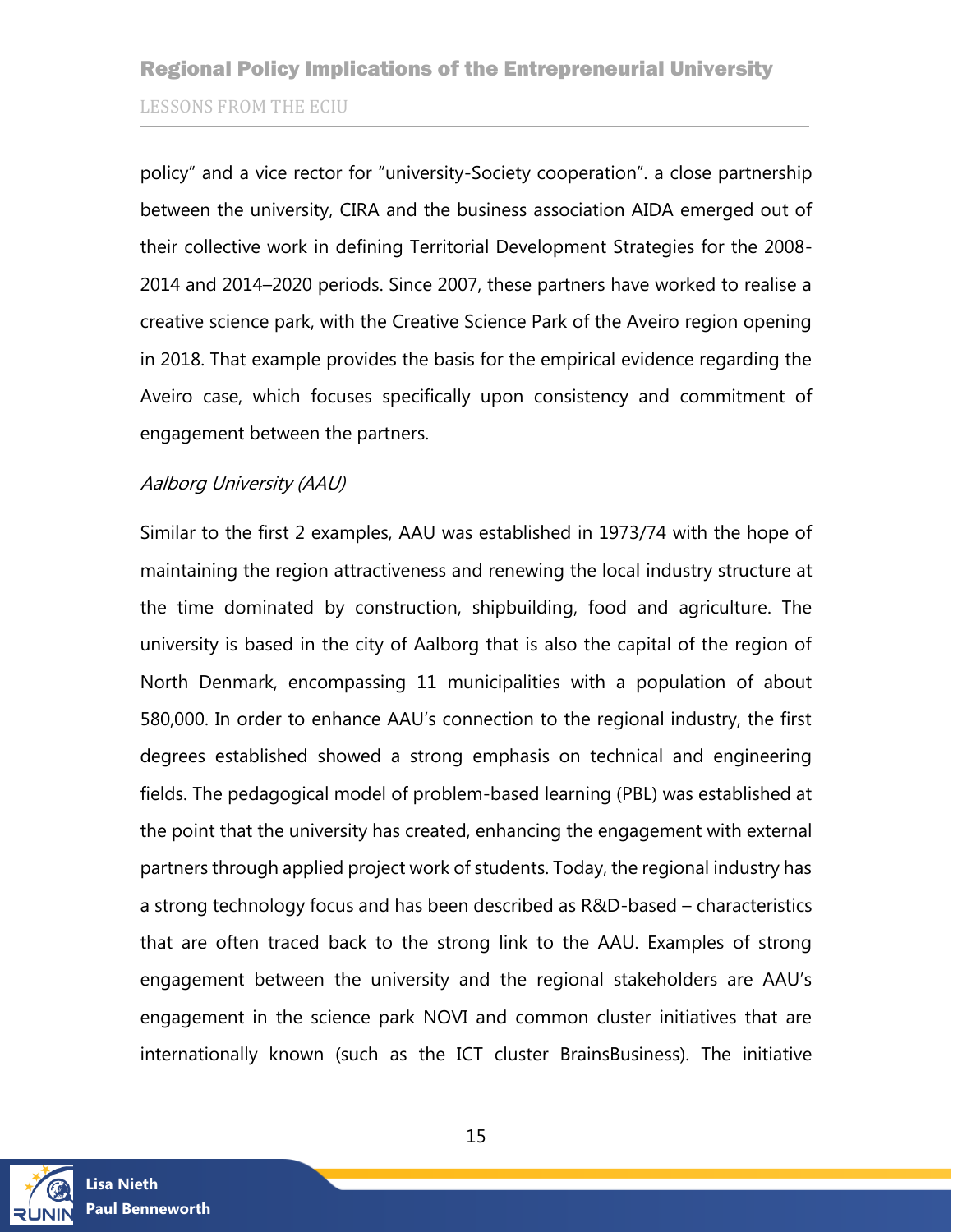policy" and a vice rector for "university-Society cooperation". a close partnership between the university, CIRA and the business association AIDA emerged out of their collective work in defining Territorial Development Strategies for the 2008-2014 and 2014–2020 periods. Since 2007, these partners have worked to realise a creative science park, with the Creative Science Park of the Aveiro region opening in 2018. That example provides the basis for the empirical evidence regarding the Aveiro case, which focuses specifically upon consistency and commitment of engagement between the partners.

*Aalborg University (AAU)*

Similar to the first 2 examples, AAU was established in 1973/74 with the hope of maintaining the region attractiveness and renewing the local industry structure at the time dominated by construction, shipbuilding, food and agriculture. The university is based in the city of Aalborg that is also the capital of the region of North Denmark, encompassing 11 municipalities with a population of about 580,000. In order to enhance AAU's connection to the regional industry, the first degrees established showed a strong emphasis on technical and engineering fields. The pedagogical model of problem-based learning (PBL) was established at the point that the university has created, enhancing the engagement with external partners through applied project work of students. Today, the regional industry has a strong technology focus and has been described as R&D-based – characteristics that are often traced back to the strong link to the AAU. Examples of strong engagement between the university and the regional stakeholders are AAU's engagement in the science park NOVI and common cluster initiatives that are internationally known (such as the ICT cluster BrainsBusiness). The initiative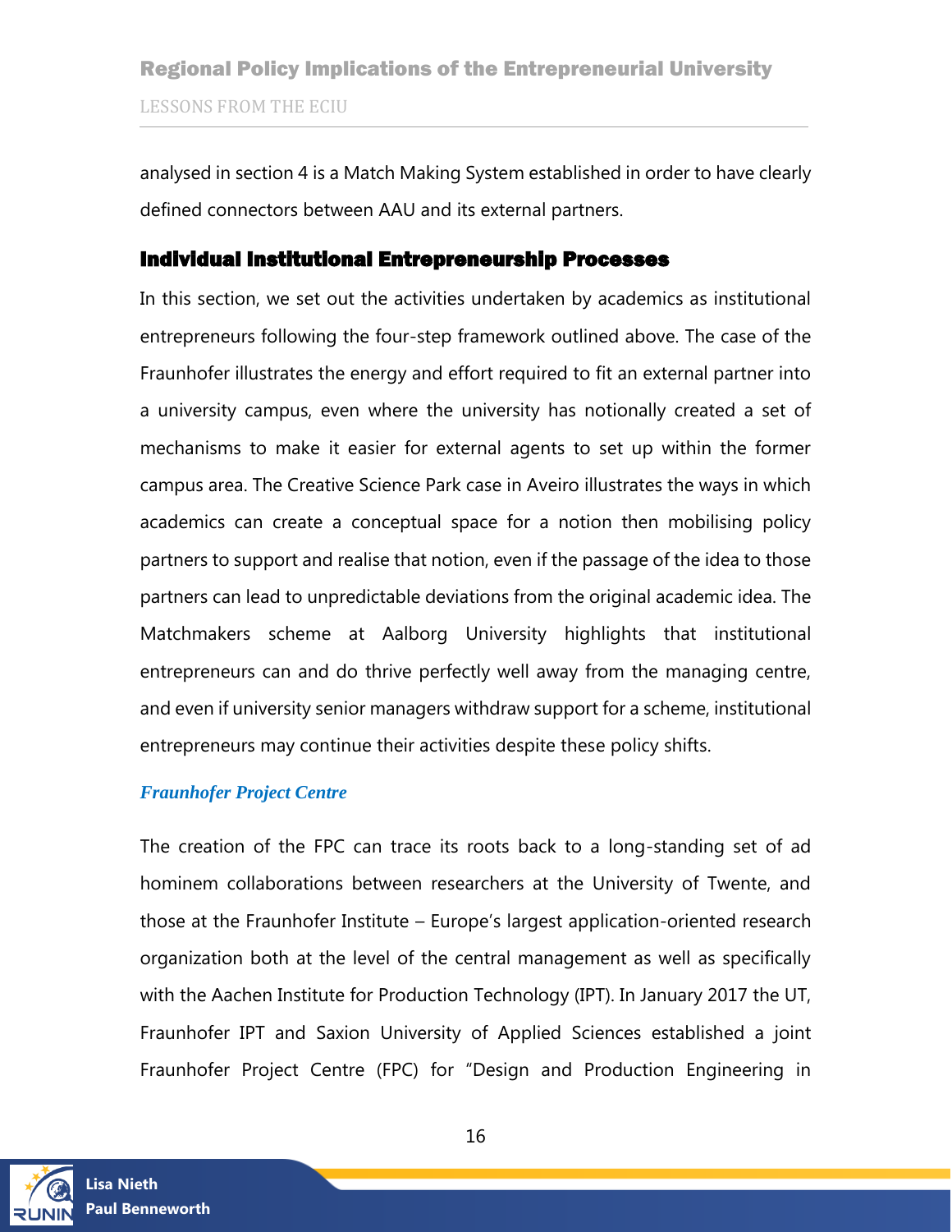analysed in section 4 is a Match Making System established in order to have clearly defined connectors between AAU and its external partners.

## Individual Institutional Entrepreneurship Processes

In this section, we set out the activities undertaken by academics as institutional entrepreneurs following the four-step framework outlined above. The case of the Fraunhofer illustrates the energy and effort required to fit an external partner into a university campus, even where the university has notionally created a set of mechanisms to make it easier for external agents to set up within the former campus area. The Creative Science Park case in Aveiro illustrates the ways in which academics can create a conceptual space for a notion then mobilising policy partners to support and realise that notion, even if the passage of the idea to those partners can lead to unpredictable deviations from the original academic idea. The Matchmakers scheme at Aalborg University highlights that institutional entrepreneurs can and do thrive perfectly well away from the managing centre, and even if university senior managers withdraw support for a scheme, institutional entrepreneurs may continue their activities despite these policy shifts.

### *Fraunhofer Project Centre*

The creation of the FPC can trace its roots back to a long-standing set of ad hominem collaborations between researchers at the University of Twente, and those at the Fraunhofer Institute – Europe's largest application-oriented research organization both at the level of the central management as well as specifically with the Aachen Institute for Production Technology (IPT). In January 2017 the UT, Fraunhofer IPT and Saxion University of Applied Sciences established a joint Fraunhofer Project Centre (FPC) for "Design and Production Engineering in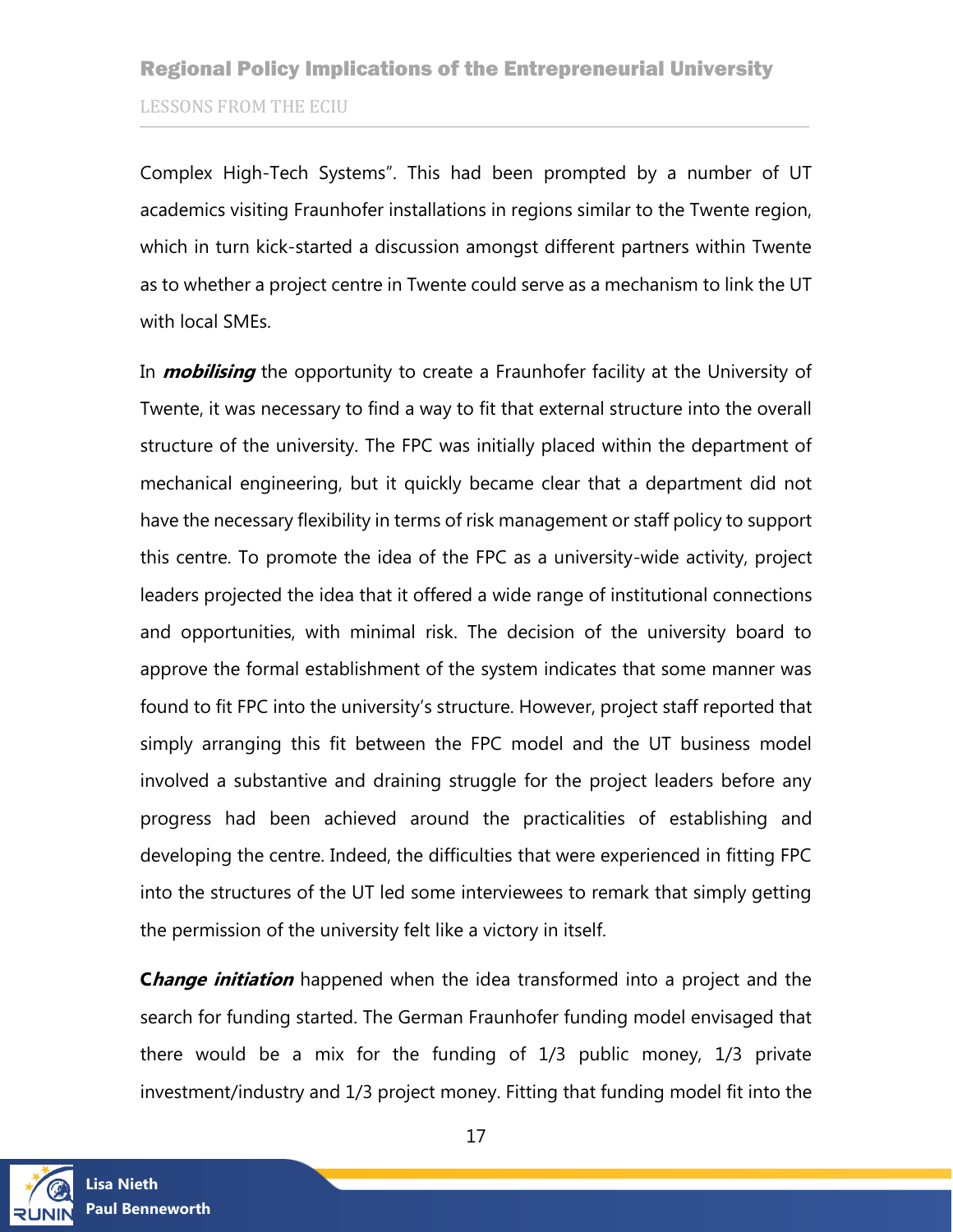Complex High-Tech Systems". This had been prompted by a number of UT academics visiting Fraunhofer installations in regions similar to the Twente region, which in turn kick-started a discussion amongst different partners within Twente as to whether a project centre in Twente could serve as a mechanism to link the UT with local SMEs.

In ***mobilising*** the opportunity to create a Fraunhofer facility at the University of Twente, it was necessary to find a way to fit that external structure into the overall structure of the university. The FPC was initially placed within the department of mechanical engineering, but it quickly became clear that a department did not have the necessary flexibility in terms of risk management or staff policy to support this centre. To promote the idea of the FPC as a university-wide activity, project leaders projected the idea that it offered a wide range of institutional connections and opportunities, with minimal risk. The decision of the university board to approve the formal establishment of the system indicates that some manner was found to fit FPC into the university's structure. However, project staff reported that simply arranging this fit between the FPC model and the UT business model involved a substantive and draining struggle for the project leaders before any progress had been achieved around the practicalities of establishing and developing the centre. Indeed, the difficulties that were experienced in fitting FPC into the structures of the UT led some interviewees to remark that simply getting the permission of the university felt like a victory in itself.

***Change initiation*** happened when the idea transformed into a project and the search for funding started. The German Fraunhofer funding model envisaged that there would be a mix for the funding of 1/3 public money, 1/3 private investment/industry and 1/3 project money. Fitting that funding model fit into the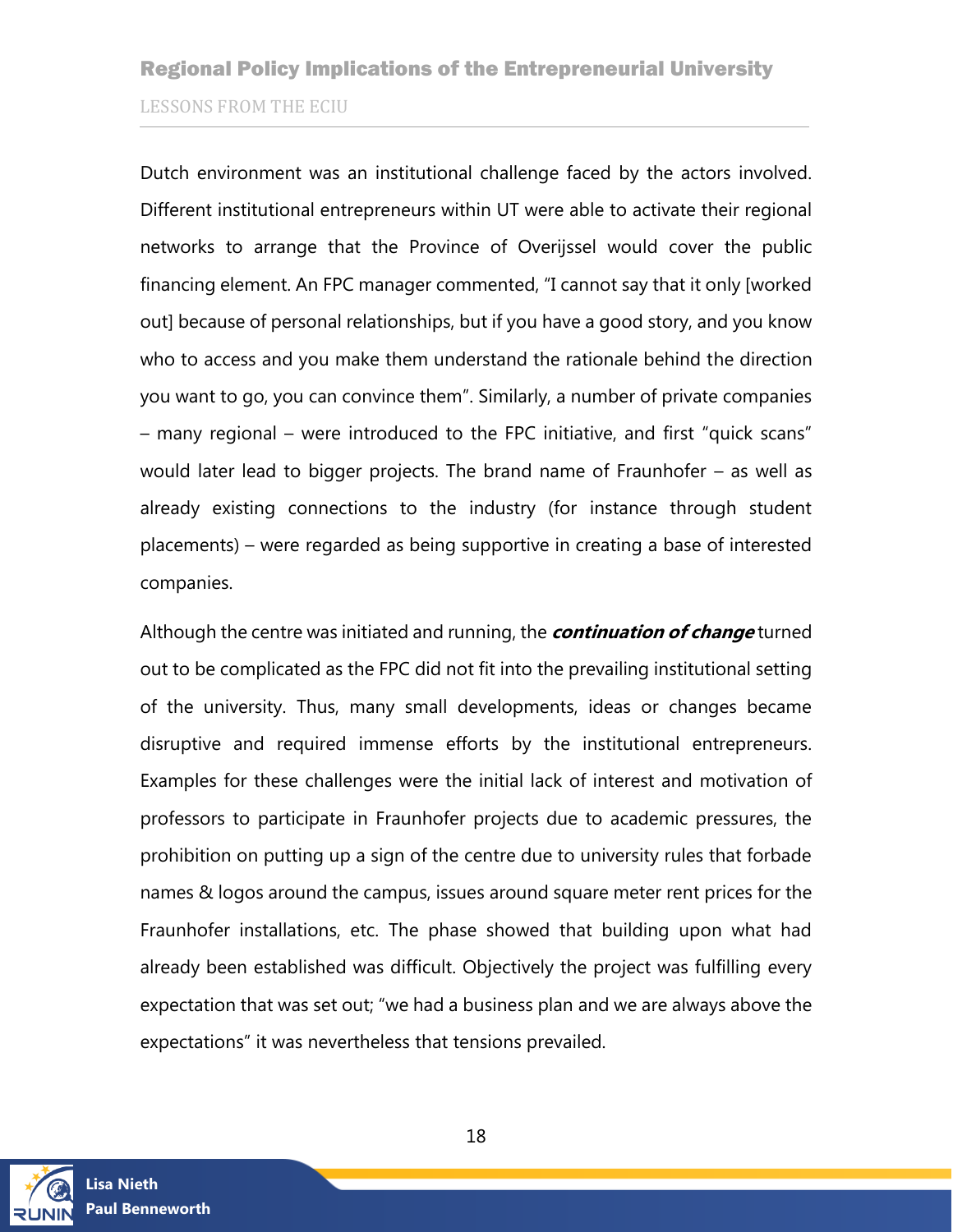Dutch environment was an institutional challenge faced by the actors involved. Different institutional entrepreneurs within UT were able to activate their regional networks to arrange that the Province of Overijssel would cover the public financing element. An FPC manager commented, "I cannot say that it only [worked out] because of personal relationships, but if you have a good story, and you know who to access and you make them understand the rationale behind the direction you want to go, you can convince them". Similarly, a number of private companies – many regional – were introduced to the FPC initiative, and first "quick scans" would later lead to bigger projects. The brand name of Fraunhofer – as well as already existing connections to the industry (for instance through student placements) – were regarded as being supportive in creating a base of interested companies.

Although the centre was initiated and running, the ***continuation of change*** turned out to be complicated as the FPC did not fit into the prevailing institutional setting of the university. Thus, many small developments, ideas or changes became disruptive and required immense efforts by the institutional entrepreneurs. Examples for these challenges were the initial lack of interest and motivation of professors to participate in Fraunhofer projects due to academic pressures, the prohibition on putting up a sign of the centre due to university rules that forbade names & logos around the campus, issues around square meter rent prices for the Fraunhofer installations, etc. The phase showed that building upon what had already been established was difficult. Objectively the project was fulfilling every expectation that was set out; "we had a business plan and we are always above the expectations" it was nevertheless that tensions prevailed.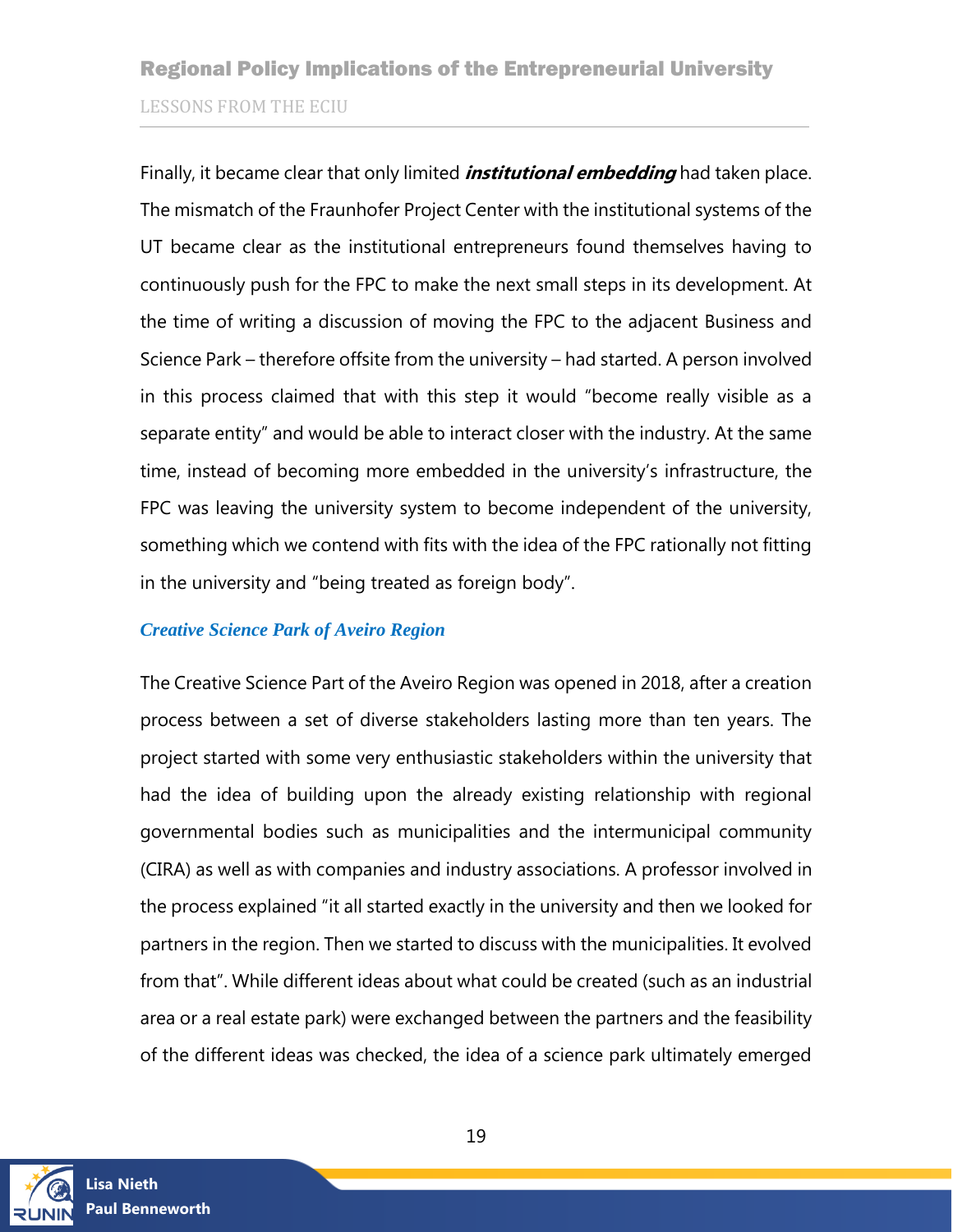Finally, it became clear that only limited ***institutional embedding*** had taken place. The mismatch of the Fraunhofer Project Center with the institutional systems of the UT became clear as the institutional entrepreneurs found themselves having to continuously push for the FPC to make the next small steps in its development. At the time of writing a discussion of moving the FPC to the adjacent Business and Science Park – therefore offsite from the university – had started. A person involved in this process claimed that with this step it would "become really visible as a separate entity" and would be able to interact closer with the industry. At the same time, instead of becoming more embedded in the university's infrastructure, the FPC was leaving the university system to become independent of the university, something which we contend with fits with the idea of the FPC rationally not fitting in the university and "being treated as foreign body".

### *Creative Science Park of Aveiro Region*

The Creative Science Part of the Aveiro Region was opened in 2018, after a creation process between a set of diverse stakeholders lasting more than ten years. The project started with some very enthusiastic stakeholders within the university that had the idea of building upon the already existing relationship with regional governmental bodies such as municipalities and the intermunicipal community (CIRA) as well as with companies and industry associations. A professor involved in the process explained "it all started exactly in the university and then we looked for partners in the region. Then we started to discuss with the municipalities. It evolved from that". While different ideas about what could be created (such as an industrial area or a real estate park) were exchanged between the partners and the feasibility of the different ideas was checked, the idea of a science park ultimately emerged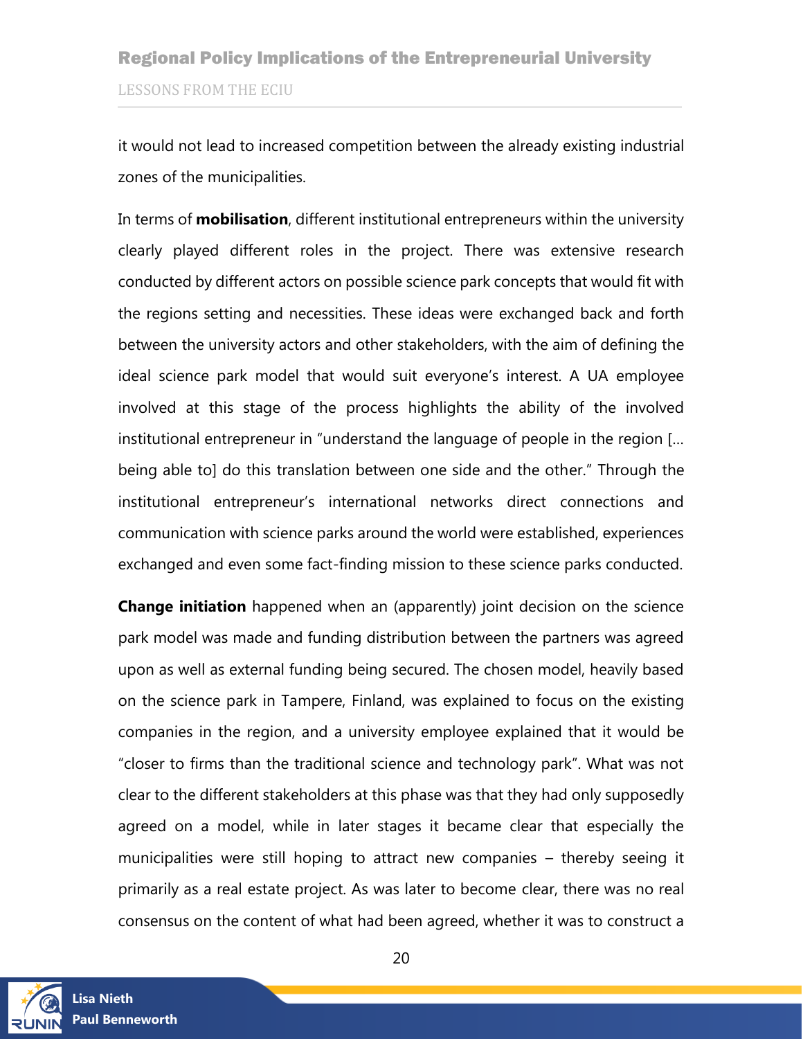it would not lead to increased competition between the already existing industrial zones of the municipalities.

In terms of **mobilisation**, different institutional entrepreneurs within the university clearly played different roles in the project. There was extensive research conducted by different actors on possible science park concepts that would fit with the regions setting and necessities. These ideas were exchanged back and forth between the university actors and other stakeholders, with the aim of defining the ideal science park model that would suit everyone's interest. A UA employee involved at this stage of the process highlights the ability of the involved institutional entrepreneur in "understand the language of people in the region [... being able to] do this translation between one side and the other." Through the institutional entrepreneur's international networks direct connections and communication with science parks around the world were established, experiences exchanged and even some fact-finding mission to these science parks conducted.

**Change initiation** happened when an (apparently) joint decision on the science park model was made and funding distribution between the partners was agreed upon as well as external funding being secured. The chosen model, heavily based on the science park in Tampere, Finland, was explained to focus on the existing companies in the region, and a university employee explained that it would be "closer to firms than the traditional science and technology park". What was not clear to the different stakeholders at this phase was that they had only supposedly agreed on a model, while in later stages it became clear that especially the municipalities were still hoping to attract new companies – thereby seeing it primarily as a real estate project. As was later to become clear, there was no real consensus on the content of what had been agreed, whether it was to construct a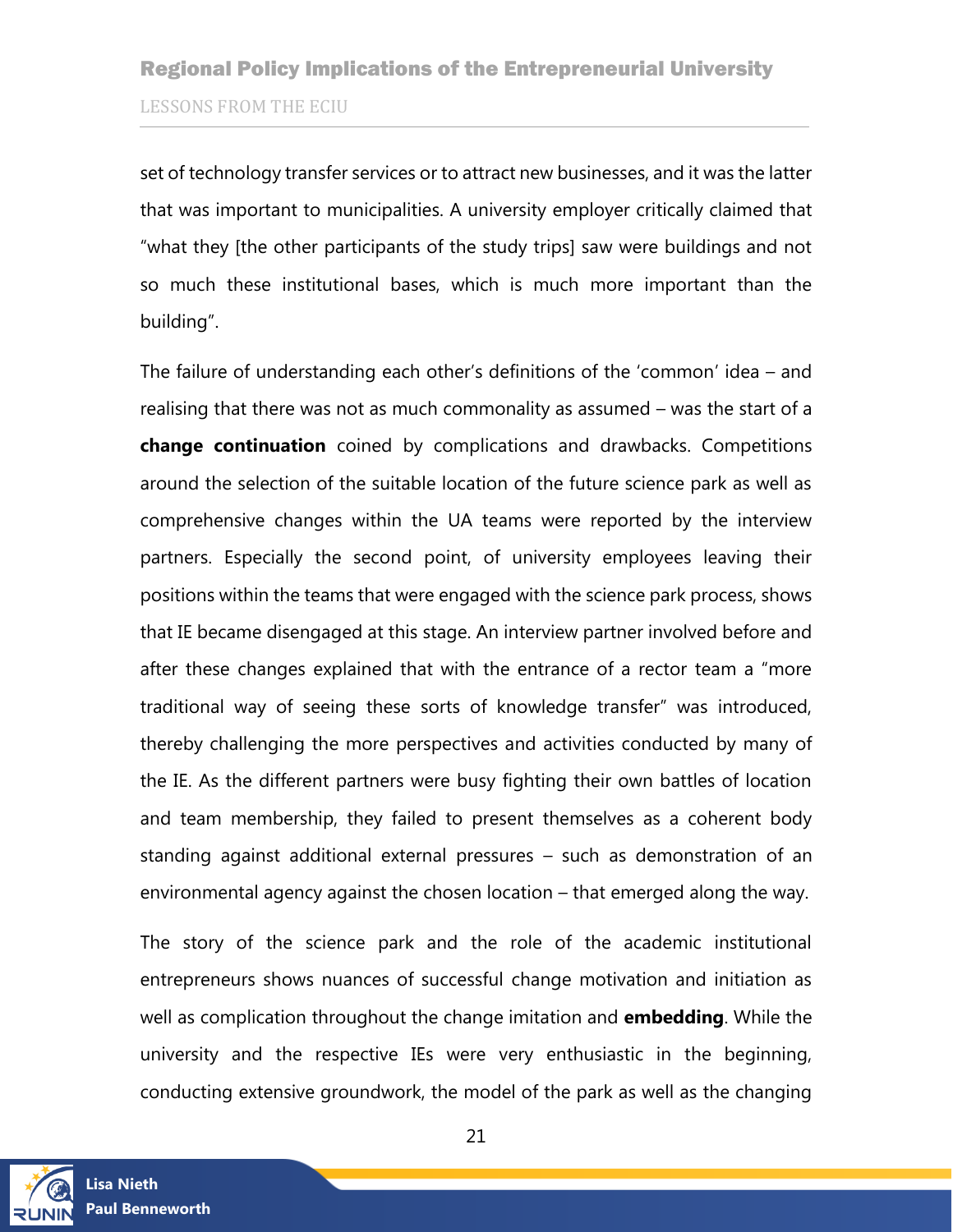set of technology transfer services or to attract new businesses, and it was the latter that was important to municipalities. A university employer critically claimed that "what they [the other participants of the study trips] saw were buildings and not so much these institutional bases, which is much more important than the building".

The failure of understanding each other's definitions of the 'common' idea – and realising that there was not as much commonality as assumed – was the start of a **change continuation** coined by complications and drawbacks. Competitions around the selection of the suitable location of the future science park as well as comprehensive changes within the UA teams were reported by the interview partners. Especially the second point, of university employees leaving their positions within the teams that were engaged with the science park process, shows that IE became disengaged at this stage. An interview partner involved before and after these changes explained that with the entrance of a rector team a "more traditional way of seeing these sorts of knowledge transfer" was introduced, thereby challenging the more perspectives and activities conducted by many of the IE. As the different partners were busy fighting their own battles of location and team membership, they failed to present themselves as a coherent body standing against additional external pressures – such as demonstration of an environmental agency against the chosen location – that emerged along the way.

The story of the science park and the role of the academic institutional entrepreneurs shows nuances of successful change motivation and initiation as well as complication throughout the change imitation and **embedding**. While the university and the respective IEs were very enthusiastic in the beginning, conducting extensive groundwork, the model of the park as well as the changing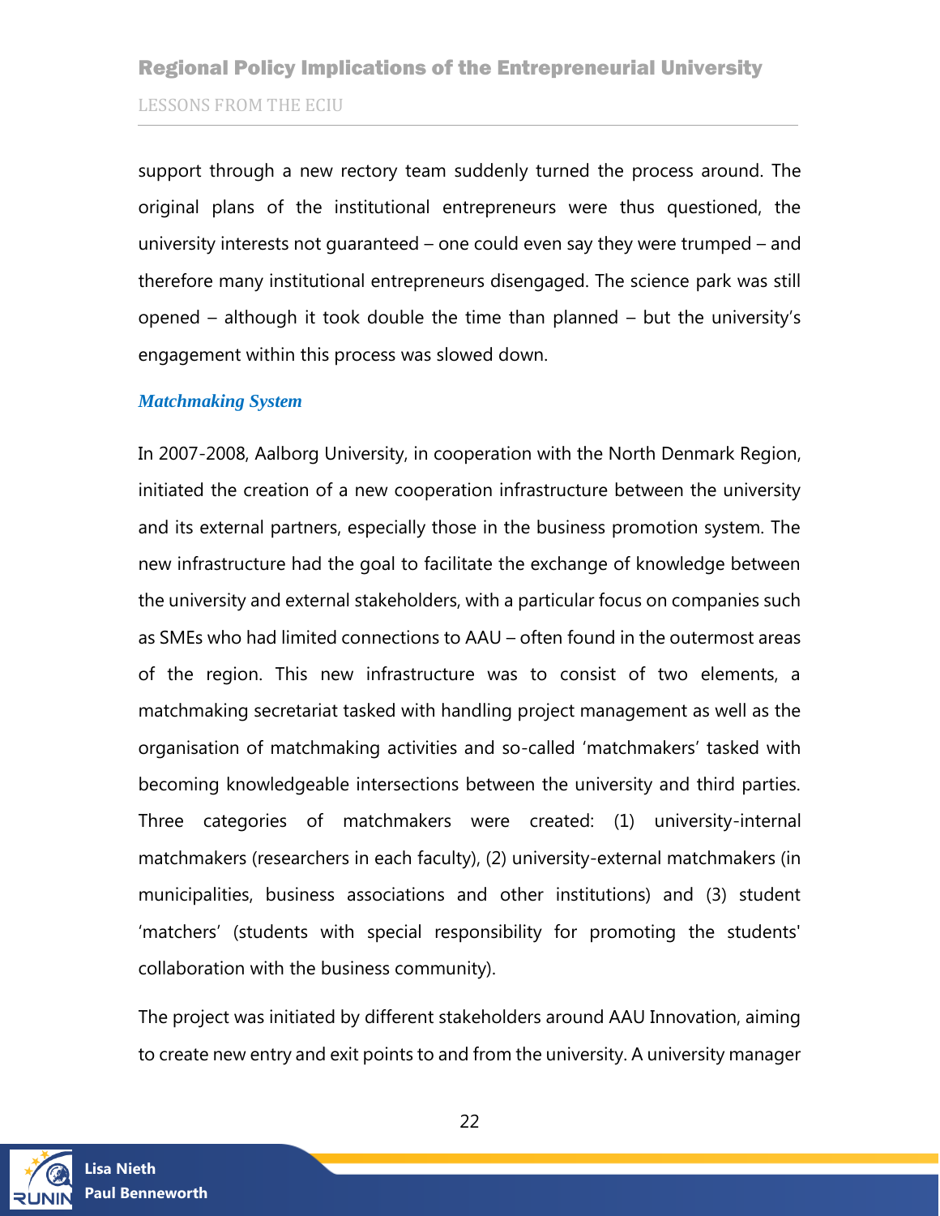support through a new rectory team suddenly turned the process around. The original plans of the institutional entrepreneurs were thus questioned, the university interests not guaranteed – one could even say they were trumped – and therefore many institutional entrepreneurs disengaged. The science park was still opened – although it took double the time than planned – but the university's engagement within this process was slowed down.

### *Matchmaking System*

In 2007-2008, Aalborg University, in cooperation with the North Denmark Region, initiated the creation of a new cooperation infrastructure between the university and its external partners, especially those in the business promotion system. The new infrastructure had the goal to facilitate the exchange of knowledge between the university and external stakeholders, with a particular focus on companies such as SMEs who had limited connections to AAU – often found in the outermost areas of the region. This new infrastructure was to consist of two elements, a matchmaking secretariat tasked with handling project management as well as the organisation of matchmaking activities and so-called 'matchmakers' tasked with becoming knowledgeable intersections between the university and third parties. Three categories of matchmakers were created: (1) university-internal matchmakers (researchers in each faculty), (2) university-external matchmakers (in municipalities, business associations and other institutions) and (3) student 'matchers' (students with special responsibility for promoting the students' collaboration with the business community).

The project was initiated by different stakeholders around AAU Innovation, aiming to create new entry and exit points to and from the university. A university manager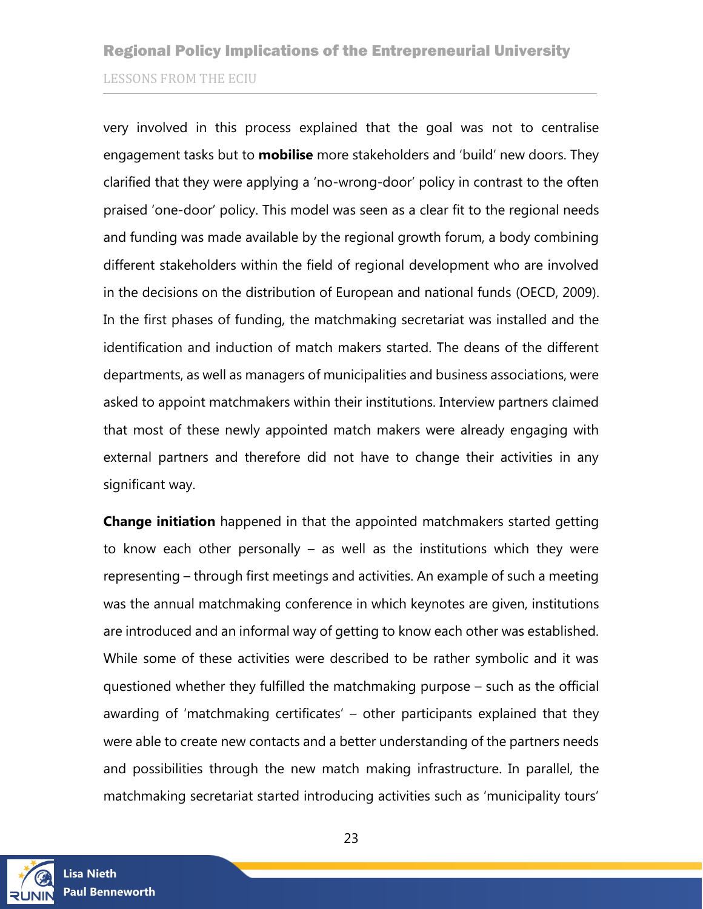very involved in this process explained that the goal was not to centralise engagement tasks but to **mobilise** more stakeholders and 'build' new doors. They clarified that they were applying a 'no-wrong-door' policy in contrast to the often praised 'one-door' policy. This model was seen as a clear fit to the regional needs and funding was made available by the regional growth forum, a body combining different stakeholders within the field of regional development who are involved in the decisions on the distribution of European and national funds (OECD, 2009). In the first phases of funding, the matchmaking secretariat was installed and the identification and induction of match makers started. The deans of the different departments, as well as managers of municipalities and business associations, were asked to appoint matchmakers within their institutions. Interview partners claimed that most of these newly appointed match makers were already engaging with external partners and therefore did not have to change their activities in any significant way.

**Change initiation** happened in that the appointed matchmakers started getting to know each other personally – as well as the institutions which they were representing – through first meetings and activities. An example of such a meeting was the annual matchmaking conference in which keynotes are given, institutions are introduced and an informal way of getting to know each other was established. While some of these activities were described to be rather symbolic and it was questioned whether they fulfilled the matchmaking purpose – such as the official awarding of 'matchmaking certificates' – other participants explained that they were able to create new contacts and a better understanding of the partners needs and possibilities through the new match making infrastructure. In parallel, the matchmaking secretariat started introducing activities such as 'municipality tours'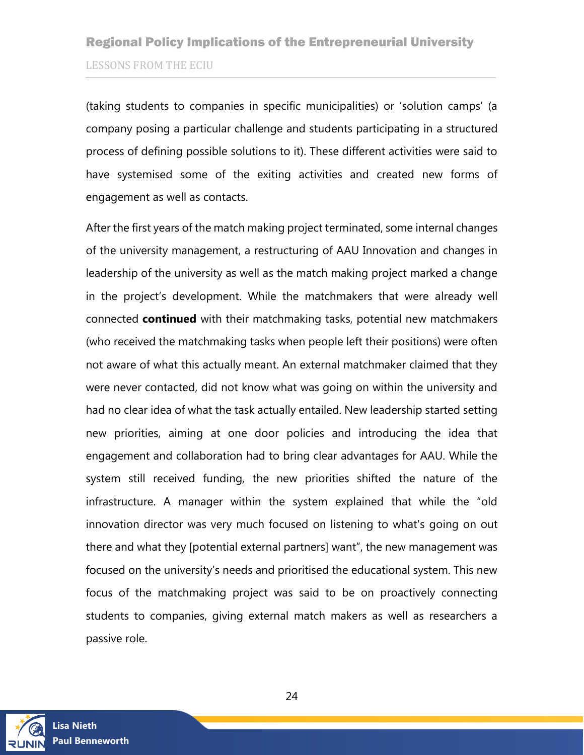(taking students to companies in specific municipalities) or 'solution camps' (a company posing a particular challenge and students participating in a structured process of defining possible solutions to it). These different activities were said to have systemised some of the exiting activities and created new forms of engagement as well as contacts.

After the first years of the match making project terminated, some internal changes of the university management, a restructuring of AAU Innovation and changes in leadership of the university as well as the match making project marked a change in the project's development. While the matchmakers that were already well connected **continued** with their matchmaking tasks, potential new matchmakers (who received the matchmaking tasks when people left their positions) were often not aware of what this actually meant. An external matchmaker claimed that they were never contacted, did not know what was going on within the university and had no clear idea of what the task actually entailed. New leadership started setting new priorities, aiming at one door policies and introducing the idea that engagement and collaboration had to bring clear advantages for AAU. While the system still received funding, the new priorities shifted the nature of the infrastructure. A manager within the system explained that while the "old innovation director was very much focused on listening to what's going on out there and what they [potential external partners] want", the new management was focused on the university's needs and prioritised the educational system. This new focus of the matchmaking project was said to be on proactively connecting students to companies, giving external match makers as well as researchers a passive role.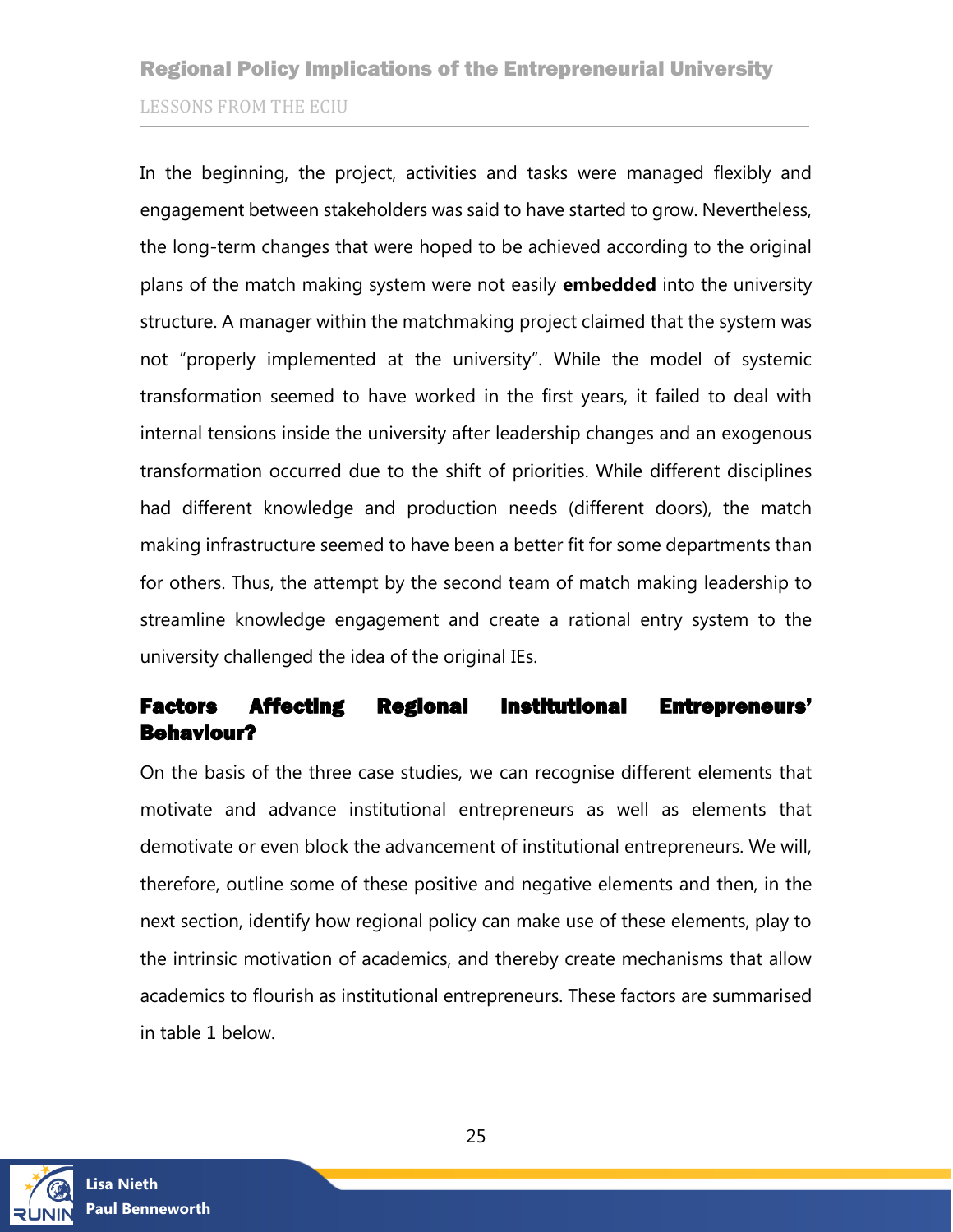In the beginning, the project, activities and tasks were managed flexibly and engagement between stakeholders was said to have started to grow. Nevertheless, the long-term changes that were hoped to be achieved according to the original plans of the match making system were not easily **embedded** into the university structure. A manager within the matchmaking project claimed that the system was not "properly implemented at the university". While the model of systemic transformation seemed to have worked in the first years, it failed to deal with internal tensions inside the university after leadership changes and an exogenous transformation occurred due to the shift of priorities. While different disciplines had different knowledge and production needs (different doors), the match making infrastructure seemed to have been a better fit for some departments than for others. Thus, the attempt by the second team of match making leadership to streamline knowledge engagement and create a rational entry system to the university challenged the idea of the original IEs.

## Factors Affecting Regional Institutional Entrepreneurs' Behaviour?

On the basis of the three case studies, we can recognise different elements that motivate and advance institutional entrepreneurs as well as elements that demotivate or even block the advancement of institutional entrepreneurs. We will, therefore, outline some of these positive and negative elements and then, in the next section, identify how regional policy can make use of these elements, play to the intrinsic motivation of academics, and thereby create mechanisms that allow academics to flourish as institutional entrepreneurs. These factors are summarised in table 1 below.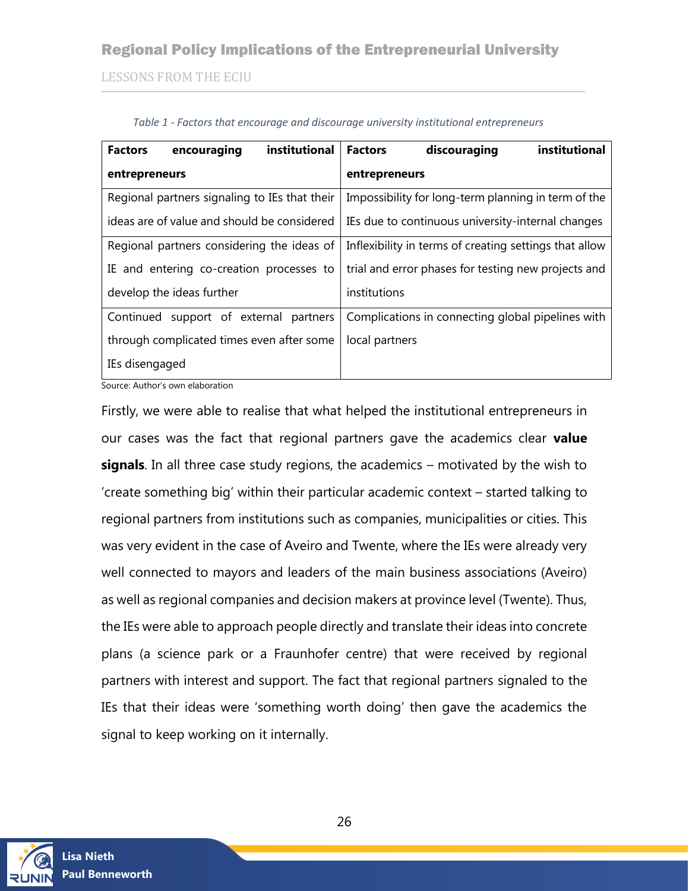*Table 1 - Factors that encourage and discourage university institutional entrepreneurs*

| Factors encouraging institutional entrepreneurs | Factors discouraging institutional entrepreneurs |
|---|---|
| Regional partners signaling to IEs that their ideas are of value and should be considered | Impossibility for long-term planning in term of the IEs due to continuous university-internal changes |
| Regional partners considering the ideas of IE and entering co-creation processes to develop the ideas further | Inflexibility in terms of creating settings that allow trial and error phases for testing new projects and institutions |
| Continued support of external partners through complicated times even after some IEs disengaged | Complications in connecting global pipelines with local partners |

Source: Author's own elaboration

Firstly, we were able to realise that what helped the institutional entrepreneurs in our cases was the fact that regional partners gave the academics clear **value signals**. In all three case study regions, the academics – motivated by the wish to 'create something big' within their particular academic context – started talking to regional partners from institutions such as companies, municipalities or cities. This was very evident in the case of Aveiro and Twente, where the IEs were already very well connected to mayors and leaders of the main business associations (Aveiro) as well as regional companies and decision makers at province level (Twente). Thus, the IEs were able to approach people directly and translate their ideas into concrete plans (a science park or a Fraunhofer centre) that were received by regional partners with interest and support. The fact that regional partners signaled to the IEs that their ideas were 'something worth doing' then gave the academics the signal to keep working on it internally.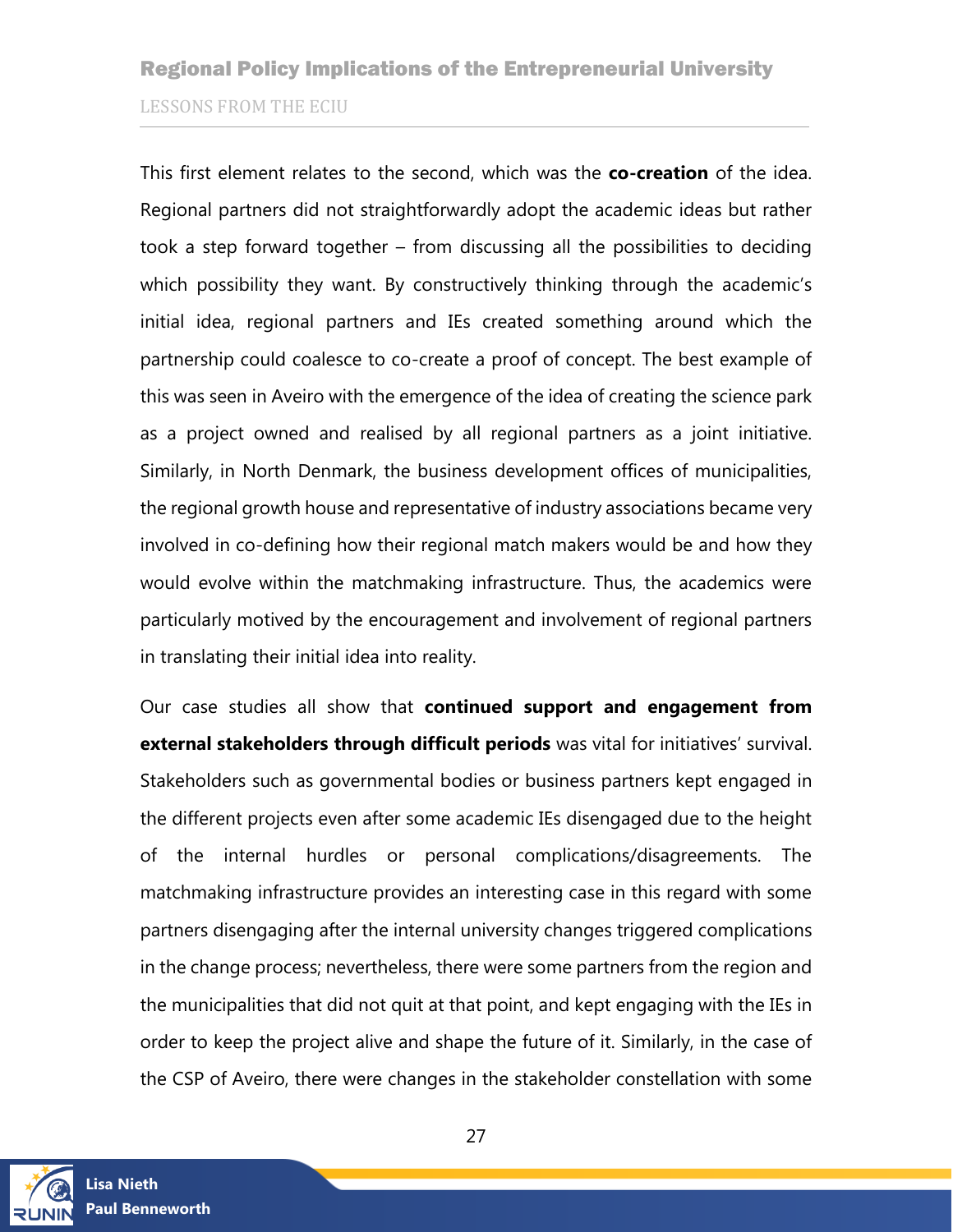This first element relates to the second, which was the **co-creation** of the idea. Regional partners did not straightforwardly adopt the academic ideas but rather took a step forward together – from discussing all the possibilities to deciding which possibility they want. By constructively thinking through the academic's initial idea, regional partners and IEs created something around which the partnership could coalesce to co-create a proof of concept. The best example of this was seen in Aveiro with the emergence of the idea of creating the science park as a project owned and realised by all regional partners as a joint initiative. Similarly, in North Denmark, the business development offices of municipalities, the regional growth house and representative of industry associations became very involved in co-defining how their regional match makers would be and how they would evolve within the matchmaking infrastructure. Thus, the academics were particularly motived by the encouragement and involvement of regional partners in translating their initial idea into reality.

Our case studies all show that **continued support and engagement from external stakeholders through difficult periods** was vital for initiatives' survival. Stakeholders such as governmental bodies or business partners kept engaged in the different projects even after some academic IEs disengaged due to the height of the internal hurdles or personal complications/disagreements. The matchmaking infrastructure provides an interesting case in this regard with some partners disengaging after the internal university changes triggered complications in the change process; nevertheless, there were some partners from the region and the municipalities that did not quit at that point, and kept engaging with the IEs in order to keep the project alive and shape the future of it. Similarly, in the case of the CSP of Aveiro, there were changes in the stakeholder constellation with some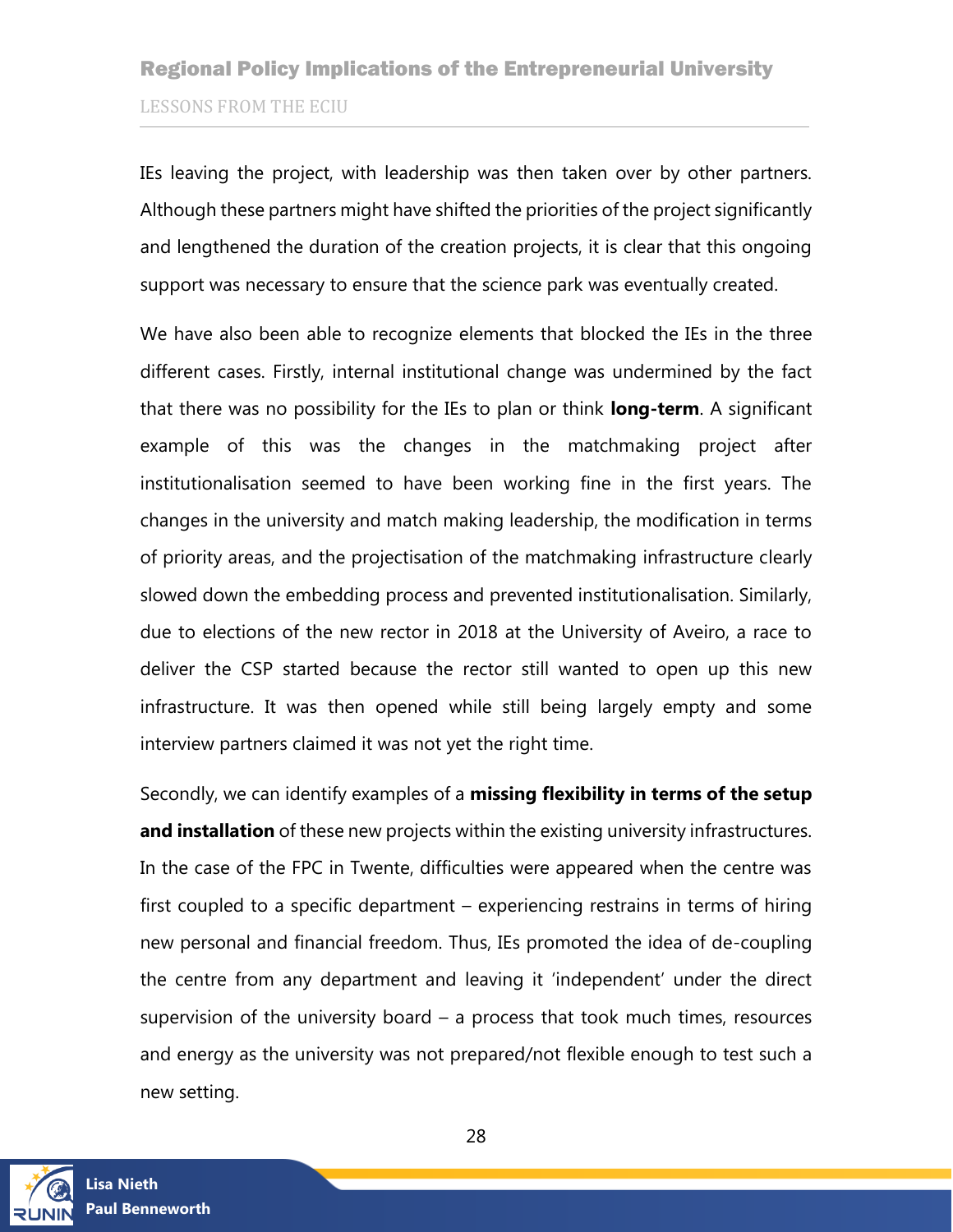IEs leaving the project, with leadership was then taken over by other partners. Although these partners might have shifted the priorities of the project significantly and lengthened the duration of the creation projects, it is clear that this ongoing support was necessary to ensure that the science park was eventually created.

We have also been able to recognize elements that blocked the IEs in the three different cases. Firstly, internal institutional change was undermined by the fact that there was no possibility for the IEs to plan or think **long-term**. A significant example of this was the changes in the matchmaking project after institutionalisation seemed to have been working fine in the first years. The changes in the university and match making leadership, the modification in terms of priority areas, and the projectisation of the matchmaking infrastructure clearly slowed down the embedding process and prevented institutionalisation. Similarly, due to elections of the new rector in 2018 at the University of Aveiro, a race to deliver the CSP started because the rector still wanted to open up this new infrastructure. It was then opened while still being largely empty and some interview partners claimed it was not yet the right time.

Secondly, we can identify examples of a **missing flexibility in terms of the setup and installation** of these new projects within the existing university infrastructures. In the case of the FPC in Twente, difficulties were appeared when the centre was first coupled to a specific department – experiencing restrains in terms of hiring new personal and financial freedom. Thus, IEs promoted the idea of de-coupling the centre from any department and leaving it 'independent' under the direct supervision of the university board – a process that took much times, resources and energy as the university was not prepared/not flexible enough to test such a new setting.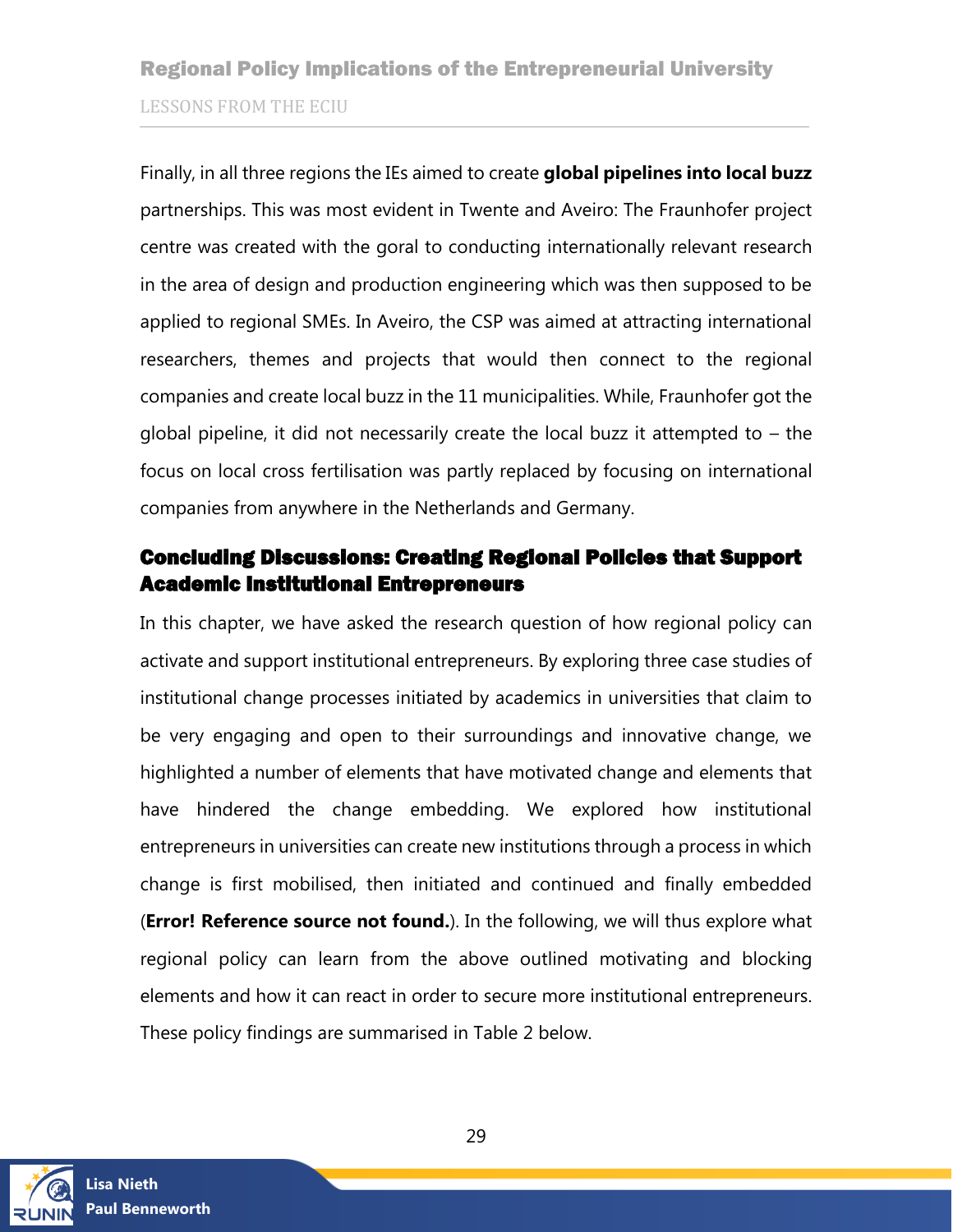Finally, in all three regions the IEs aimed to create **global pipelines into local buzz** partnerships. This was most evident in Twente and Aveiro: The Fraunhofer project centre was created with the goral to conducting internationally relevant research in the area of design and production engineering which was then supposed to be applied to regional SMEs. In Aveiro, the CSP was aimed at attracting international researchers, themes and projects that would then connect to the regional companies and create local buzz in the 11 municipalities. While, Fraunhofer got the global pipeline, it did not necessarily create the local buzz it attempted to – the focus on local cross fertilisation was partly replaced by focusing on international companies from anywhere in the Netherlands and Germany.

## Concluding Discussions: Creating Regional Policies that Support Academic Institutional Entrepreneurs

In this chapter, we have asked the research question of how regional policy can activate and support institutional entrepreneurs. By exploring three case studies of institutional change processes initiated by academics in universities that claim to be very engaging and open to their surroundings and innovative change, we highlighted a number of elements that have motivated change and elements that have hindered the change embedding. We explored how institutional entrepreneurs in universities can create new institutions through a process in which change is first mobilised, then initiated and continued and finally embedded (**Error! Reference source not found.**). In the following, we will thus explore what regional policy can learn from the above outlined motivating and blocking elements and how it can react in order to secure more institutional entrepreneurs. These policy findings are summarised in Table 2 below.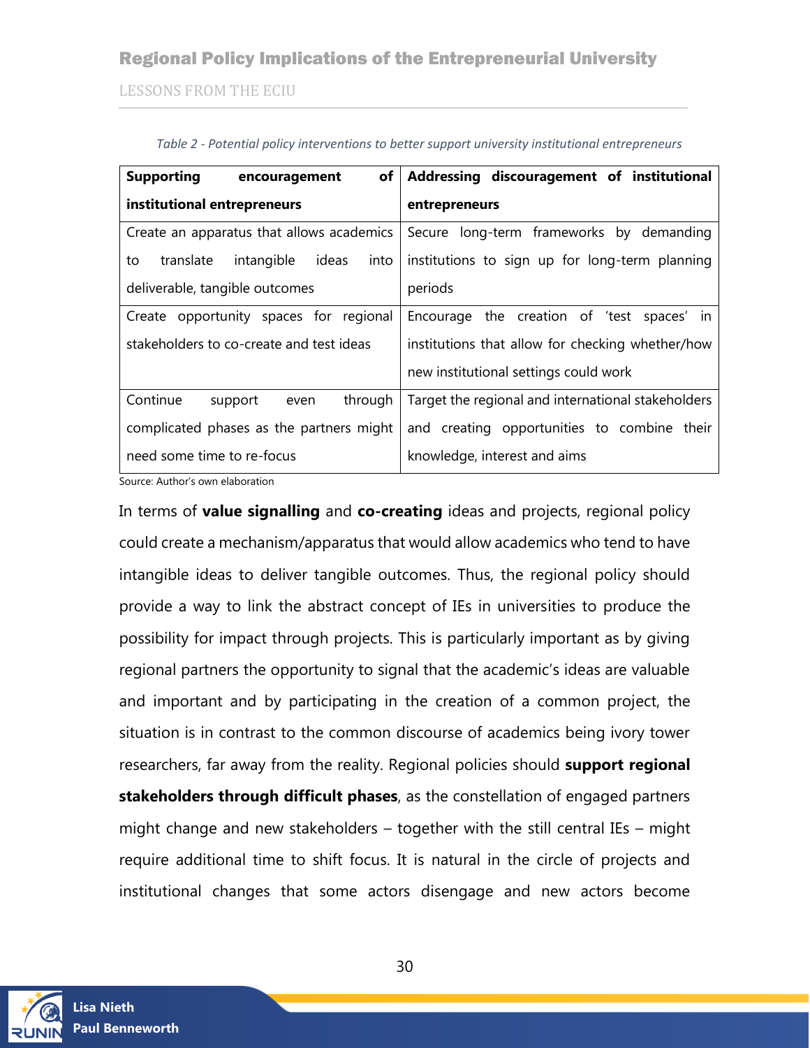*Table 2 - Potential policy interventions to better support university institutional entrepreneurs*

| Supporting encouragement of institutional entrepreneurs | Addressing discouragement of institutional entrepreneurs |
|---|---|
| Create an apparatus that allows academics to translate intangible ideas into deliverable, tangible outcomes | Secure long-term frameworks by demanding institutions to sign up for long-term planning periods |
| Create opportunity spaces for regional stakeholders to co-create and test ideas | Encourage the creation of 'test spaces' in institutions that allow for checking whether/how new institutional settings could work |
| Continue support even through complicated phases as the partners might need some time to re-focus | Target the regional and international stakeholders and creating opportunities to combine their knowledge, interest and aims |

Source: Author's own elaboration

In terms of **value signalling** and **co-creating** ideas and projects, regional policy could create a mechanism/apparatus that would allow academics who tend to have intangible ideas to deliver tangible outcomes. Thus, the regional policy should provide a way to link the abstract concept of IEs in universities to produce the possibility for impact through projects. This is particularly important as by giving regional partners the opportunity to signal that the academic's ideas are valuable and important and by participating in the creation of a common project, the situation is in contrast to the common discourse of academics being ivory tower researchers, far away from the reality. Regional policies should **support regional stakeholders through difficult phases**, as the constellation of engaged partners might change and new stakeholders – together with the still central IEs – might require additional time to shift focus. It is natural in the circle of projects and institutional changes that some actors disengage and new actors become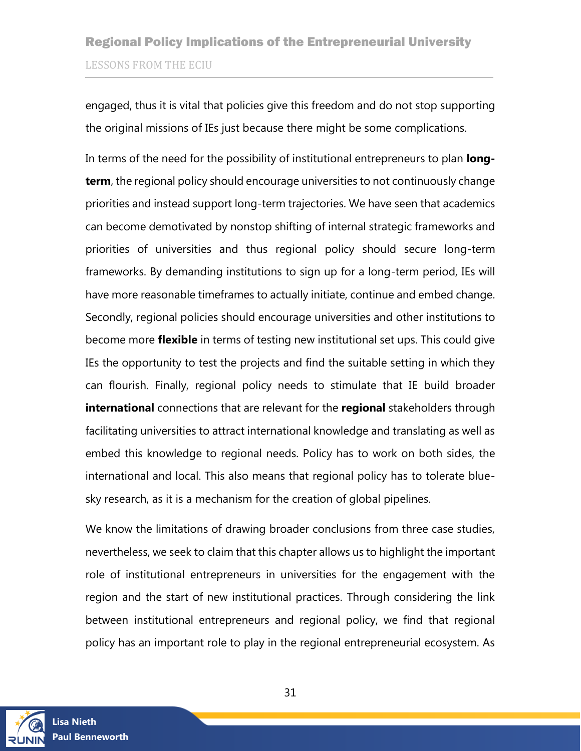engaged, thus it is vital that policies give this freedom and do not stop supporting the original missions of IEs just because there might be some complications.

In terms of the need for the possibility of institutional entrepreneurs to plan **long-term**, the regional policy should encourage universities to not continuously change priorities and instead support long-term trajectories. We have seen that academics can become demotivated by nonstop shifting of internal strategic frameworks and priorities of universities and thus regional policy should secure long-term frameworks. By demanding institutions to sign up for a long-term period, IEs will have more reasonable timeframes to actually initiate, continue and embed change. Secondly, regional policies should encourage universities and other institutions to become more **flexible** in terms of testing new institutional set ups. This could give IEs the opportunity to test the projects and find the suitable setting in which they can flourish. Finally, regional policy needs to stimulate that IE build broader **international** connections that are relevant for the **regional** stakeholders through facilitating universities to attract international knowledge and translating as well as embed this knowledge to regional needs. Policy has to work on both sides, the international and local. This also means that regional policy has to tolerate blue-sky research, as it is a mechanism for the creation of global pipelines.

We know the limitations of drawing broader conclusions from three case studies, nevertheless, we seek to claim that this chapter allows us to highlight the important role of institutional entrepreneurs in universities for the engagement with the region and the start of new institutional practices. Through considering the link between institutional entrepreneurs and regional policy, we find that regional policy has an important role to play in the regional entrepreneurial ecosystem. As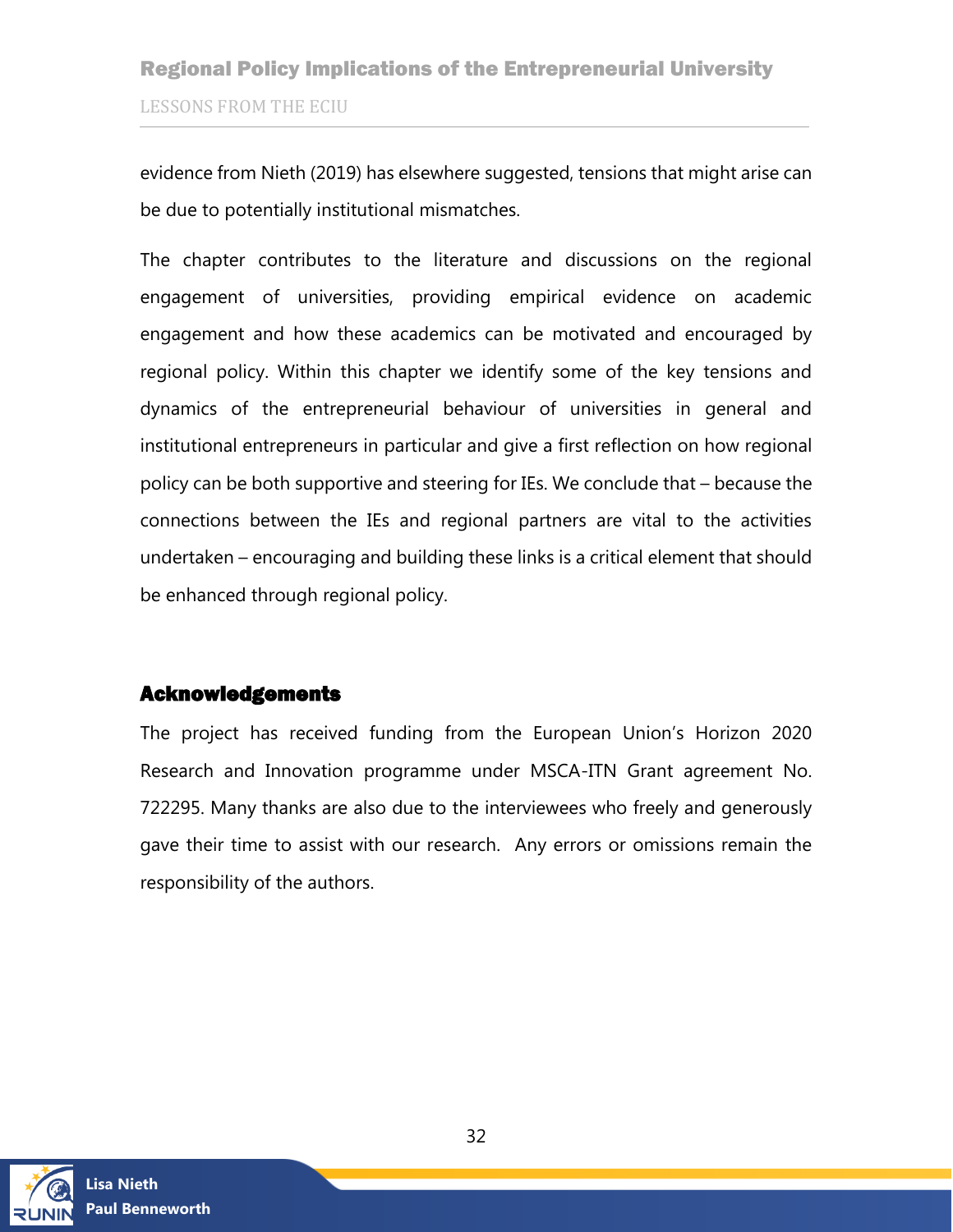evidence from Nieth (2019) has elsewhere suggested, tensions that might arise can be due to potentially institutional mismatches.

The chapter contributes to the literature and discussions on the regional engagement of universities, providing empirical evidence on academic engagement and how these academics can be motivated and encouraged by regional policy. Within this chapter we identify some of the key tensions and dynamics of the entrepreneurial behaviour of universities in general and institutional entrepreneurs in particular and give a first reflection on how regional policy can be both supportive and steering for IEs. We conclude that – because the connections between the IEs and regional partners are vital to the activities undertaken – encouraging and building these links is a critical element that should be enhanced through regional policy.

## Acknowledgements

The project has received funding from the European Union's Horizon 2020 Research and Innovation programme under MSCA-ITN Grant agreement No. 722295. Many thanks are also due to the interviewees who freely and generously gave their time to assist with our research. Any errors or omissions remain the responsibility of the authors.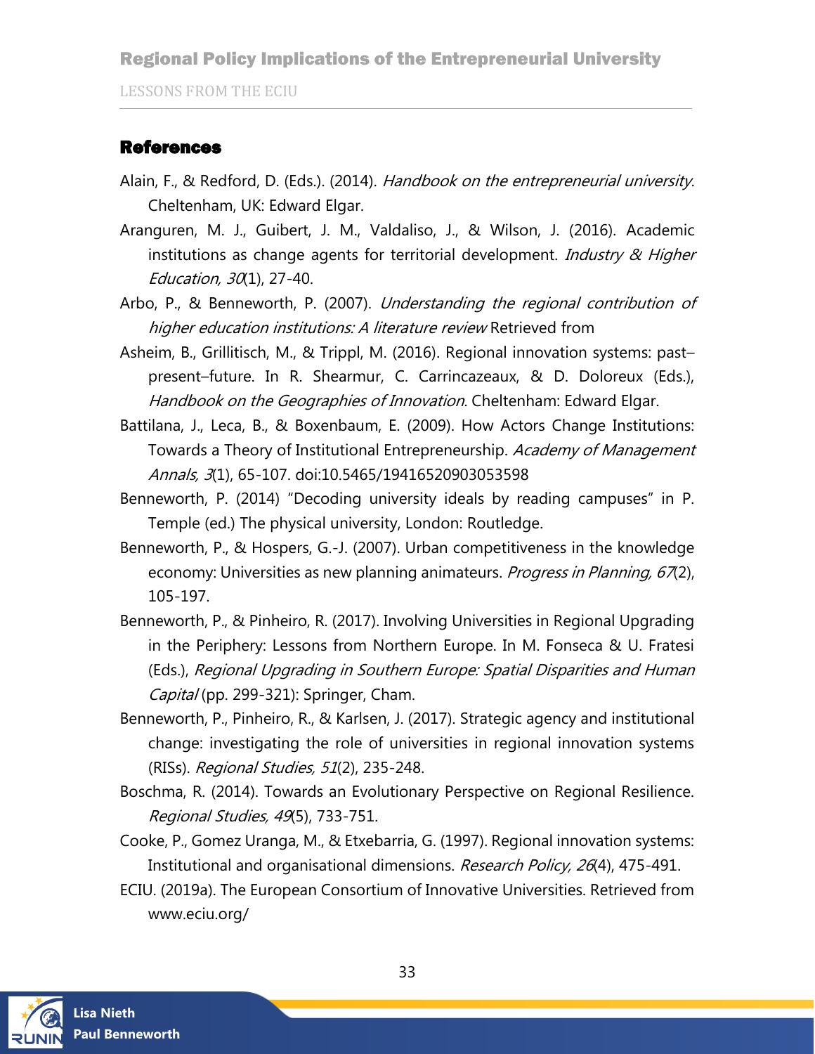## References

Alain, F., & Redford, D. (Eds.). (2014). *Handbook on the entrepreneurial university*. Cheltenham, UK: Edward Elgar.

Aranguren, M. J., Guibert, J. M., Valdaliso, J., & Wilson, J. (2016). Academic institutions as change agents for territorial development. *Industry & Higher Education, 30*(1), 27-40.

Arbo, P., & Benneworth, P. (2007). *Understanding the regional contribution of higher education institutions: A literature review* Retrieved from

Asheim, B., Grillitisch, M., & Trippl, M. (2016). Regional innovation systems: past–present–future. In R. Shearmur, C. Carrincazeaux, & D. Doloreux (Eds.), *Handbook on the Geographies of Innovation*. Cheltenham: Edward Elgar.

Battilana, J., Leca, B., & Boxenbaum, E. (2009). How Actors Change Institutions: Towards a Theory of Institutional Entrepreneurship. *Academy of Management Annals, 3*(1), 65-107. doi:10.5465/19416520903053598

Benneworth, P. (2014) "Decoding university ideals by reading campuses" in P. Temple (ed.) The physical university, London: Routledge.

Benneworth, P., & Hospers, G.-J. (2007). Urban competitiveness in the knowledge economy: Universities as new planning animateurs. *Progress in Planning, 67*(2), 105-197.

Benneworth, P., & Pinheiro, R. (2017). Involving Universities in Regional Upgrading in the Periphery: Lessons from Northern Europe. In M. Fonseca & U. Fratesi (Eds.), *Regional Upgrading in Southern Europe: Spatial Disparities and Human Capital* (pp. 299-321): Springer, Cham.

Benneworth, P., Pinheiro, R., & Karlsen, J. (2017). Strategic agency and institutional change: investigating the role of universities in regional innovation systems (RISs). *Regional Studies, 51*(2), 235-248.

Boschma, R. (2014). Towards an Evolutionary Perspective on Regional Resilience. *Regional Studies, 49*(5), 733-751.

Cooke, P., Gomez Uranga, M., & Etxebarria, G. (1997). Regional innovation systems: Institutional and organisational dimensions. *Research Policy, 26*(4), 475-491.

ECIU. (2019a). The European Consortium of Innovative Universities. Retrieved from www.eciu.org/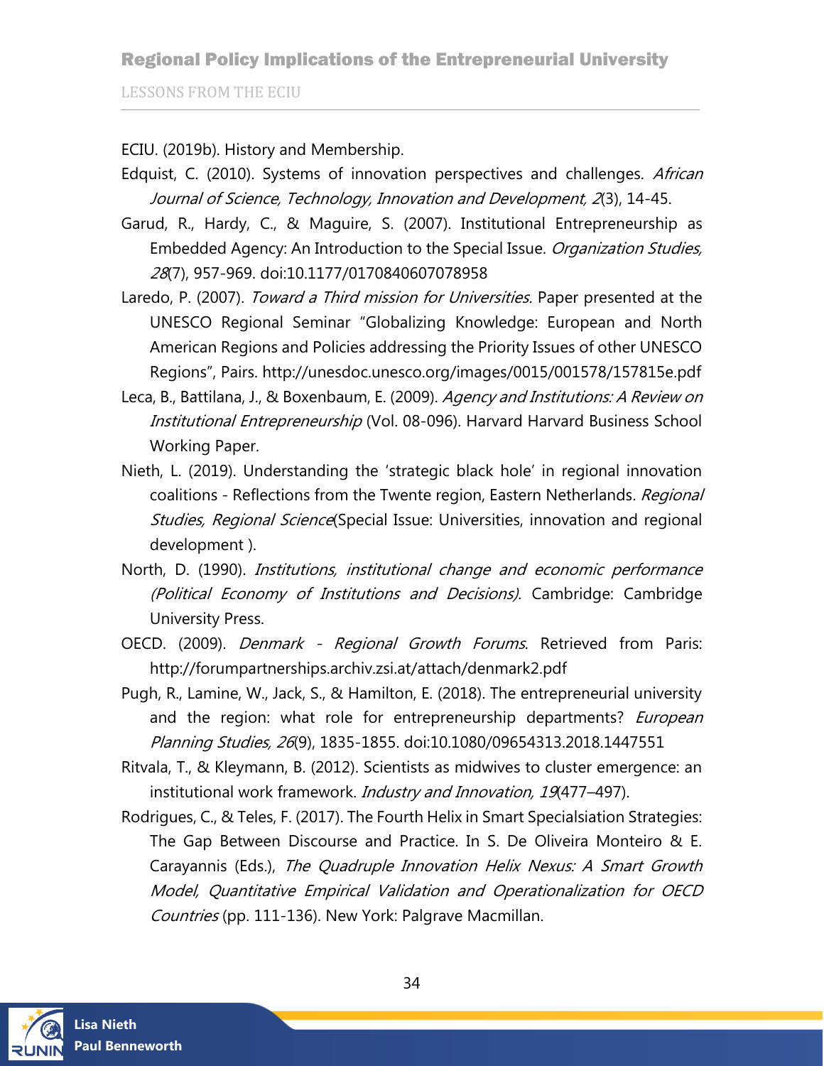ECIU. (2019b). History and Membership.

Edquist, C. (2010). Systems of innovation perspectives and challenges. *African Journal of Science, Technology, Innovation and Development, 2*(3), 14-45.

Garud, R., Hardy, C., & Maguire, S. (2007). Institutional Entrepreneurship as Embedded Agency: An Introduction to the Special Issue. *Organization Studies, 28*(7), 957-969. doi:10.1177/0170840607078958

Laredo, P. (2007). *Toward a Third mission for Universities.* Paper presented at the UNESCO Regional Seminar "Globalizing Knowledge: European and North American Regions and Policies addressing the Priority Issues of other UNESCO Regions", Pairs. http://unesdoc.unesco.org/images/0015/001578/157815e.pdf

Leca, B., Battilana, J., & Boxenbaum, E. (2009). *Agency and Institutions: A Review on Institutional Entrepreneurship* (Vol. 08-096). Harvard Harvard Business School Working Paper.

Nieth, L. (2019). Understanding the 'strategic black hole' in regional innovation coalitions - Reflections from the Twente region, Eastern Netherlands. *Regional Studies, Regional Science*(Special Issue: Universities, innovation and regional development ).

North, D. (1990). *Institutions, institutional change and economic performance (Political Economy of Institutions and Decisions)*. Cambridge: Cambridge University Press.

OECD. (2009). *Denmark - Regional Growth Forums*. Retrieved from Paris: http://forumpartnerships.archiv.zsi.at/attach/denmark2.pdf

Pugh, R., Lamine, W., Jack, S., & Hamilton, E. (2018). The entrepreneurial university and the region: what role for entrepreneurship departments? *European Planning Studies, 26*(9), 1835-1855. doi:10.1080/09654313.2018.1447551

Ritvala, T., & Kleymann, B. (2012). Scientists as midwives to cluster emergence: an institutional work framework. *Industry and Innovation, 19*(477–497).

Rodrigues, C., & Teles, F. (2017). The Fourth Helix in Smart Specialsiation Strategies: The Gap Between Discourse and Practice. In S. De Oliveira Monteiro & E. Carayannis (Eds.), *The Quadruple Innovation Helix Nexus: A Smart Growth Model, Quantitative Empirical Validation and Operationalization for OECD Countries* (pp. 111-136). New York: Palgrave Macmillan.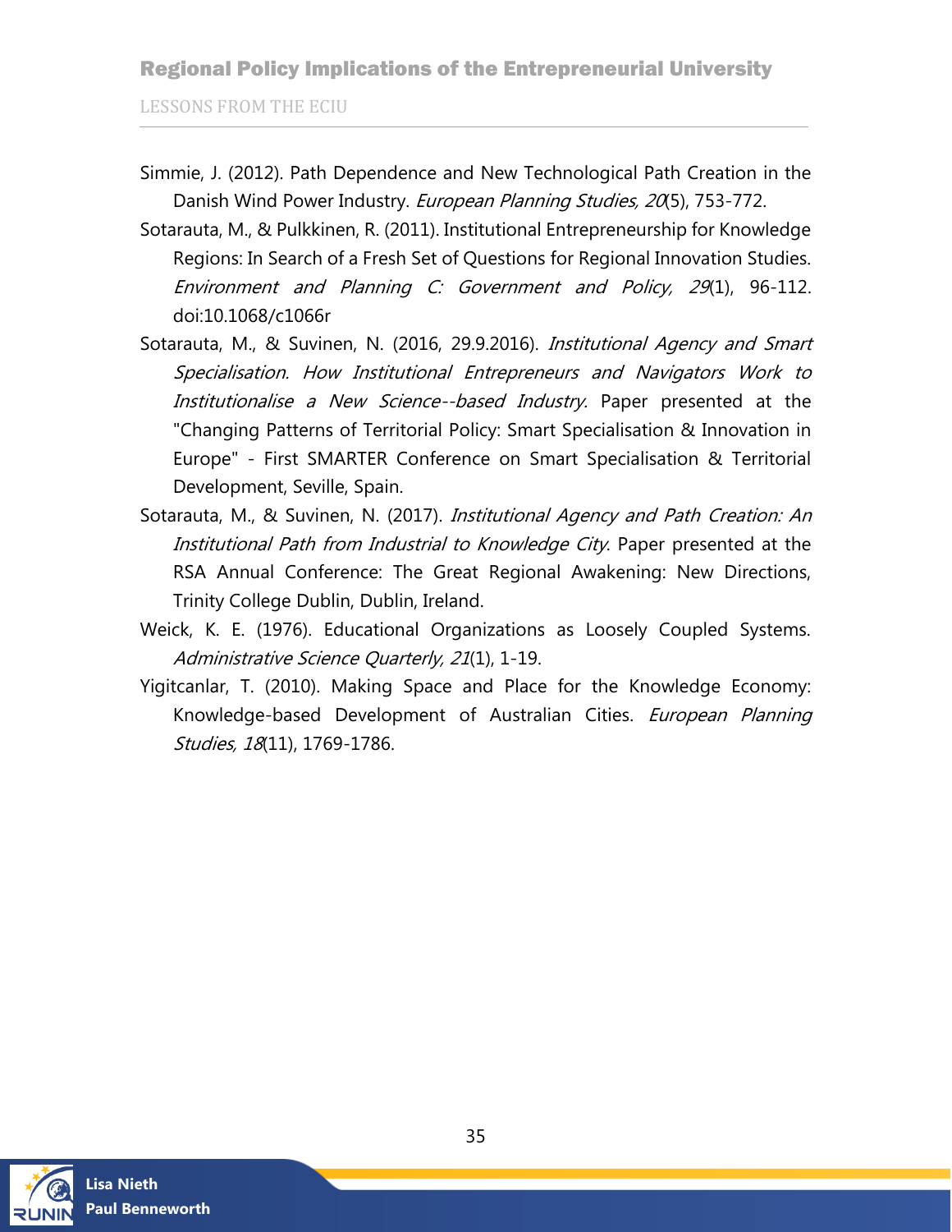Simmie, J. (2012). Path Dependence and New Technological Path Creation in the Danish Wind Power Industry. *European Planning Studies, 20*(5), 753-772.

Sotarauta, M., & Pulkkinen, R. (2011). Institutional Entrepreneurship for Knowledge Regions: In Search of a Fresh Set of Questions for Regional Innovation Studies. *Environment and Planning C: Government and Policy, 29*(1), 96-112. doi:10.1068/c1066r

Sotarauta, M., & Suvinen, N. (2016, 29.9.2016). *Institutional Agency and Smart Specialisation. How Institutional Entrepreneurs and Navigators Work to Institutionalise a New Science--based Industry.* Paper presented at the "Changing Patterns of Territorial Policy: Smart Specialisation & Innovation in Europe" - First SMARTER Conference on Smart Specialisation & Territorial Development, Seville, Spain.

Sotarauta, M., & Suvinen, N. (2017). *Institutional Agency and Path Creation: An Institutional Path from Industrial to Knowledge City.* Paper presented at the RSA Annual Conference: The Great Regional Awakening: New Directions, Trinity College Dublin, Dublin, Ireland.

Weick, K. E. (1976). Educational Organizations as Loosely Coupled Systems. *Administrative Science Quarterly, 21*(1), 1-19.

Yigitcanlar, T. (2010). Making Space and Place for the Knowledge Economy: Knowledge-based Development of Australian Cities. *European Planning Studies, 18*(11), 1769-1786.